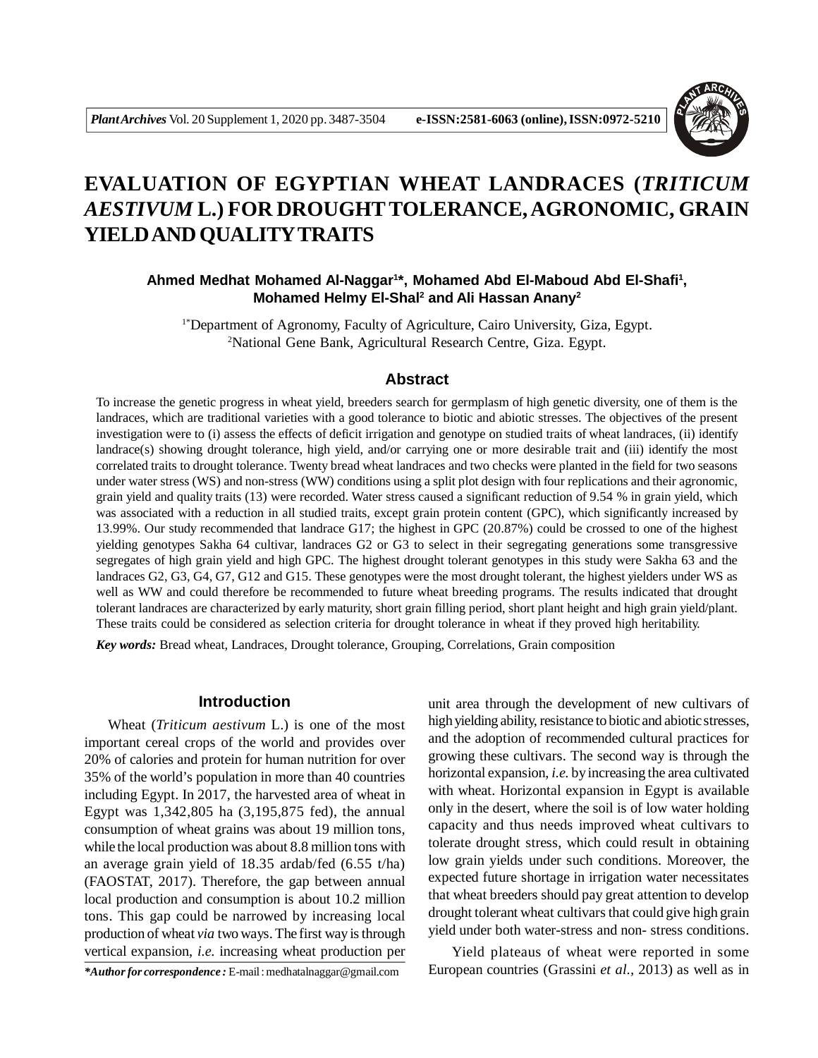# EVALUATION OF EGYPTIAN WHEAT LANDRACES (*TRITICUM AESTIVUM* L.) FOR DROUGHT TOLERANCE, AGRONOMIC, GRAIN YIELD AND QUALITY TRAITS

**Ahmed Medhat Mohamed Al-Naggar[1]\*, Mohamed Abd El-Maboud Abd El-Shafi[1], Mohamed Helmy El-Shal[2] and Ali Hassan Anany[2]**

[1\*]Department of Agronomy, Faculty of Agriculture, Cairo University, Giza, Egypt.
[2]National Gene Bank, Agricultural Research Centre, Giza. Egypt.

## Abstract

To increase the genetic progress in wheat yield, breeders search for germplasm of high genetic diversity, one of them is the landraces, which are traditional varieties with a good tolerance to biotic and abiotic stresses. The objectives of the present investigation were to (i) assess the effects of deficit irrigation and genotype on studied traits of wheat landraces, (ii) identify landrace(s) showing drought tolerance, high yield, and/or carrying one or more desirable trait and (iii) identify the most correlated traits to drought tolerance. Twenty bread wheat landraces and two checks were planted in the field for two seasons under water stress (WS) and non-stress (WW) conditions using a split plot design with four replications and their agronomic, grain yield and quality traits (13) were recorded. Water stress caused a significant reduction of 9.54 % in grain yield, which was associated with a reduction in all studied traits, except grain protein content (GPC), which significantly increased by 13.99%. Our study recommended that landrace G17; the highest in GPC (20.87%) could be crossed to one of the highest yielding genotypes Sakha 64 cultivar, landraces G2 or G3 to select in their segregating generations some transgressive segregates of high grain yield and high GPC. The highest drought tolerant genotypes in this study were Sakha 63 and the landraces G2, G3, G4, G7, G12 and G15. These genotypes were the most drought tolerant, the highest yielders under WS as well as WW and could therefore be recommended to future wheat breeding programs. The results indicated that drought tolerant landraces are characterized by early maturity, short grain filling period, short plant height and high grain yield/plant. These traits could be considered as selection criteria for drought tolerance in wheat if they proved high heritability.

***Key words:*** Bread wheat, Landraces, Drought tolerance, Grouping, Correlations, Grain composition

## Introduction

Wheat (*Triticum aestivum* L.) is one of the most important cereal crops of the world and provides over 20% of calories and protein for human nutrition for over 35% of the world's population in more than 40 countries including Egypt. In 2017, the harvested area of wheat in Egypt was 1,342,805 ha (3,195,875 fed), the annual consumption of wheat grains was about 19 million tons, while the local production was about 8.8 million tons with an average grain yield of 18.35 ardab/fed (6.55 t/ha) (FAOSTAT, 2017). Therefore, the gap between annual local production and consumption is about 10.2 million tons. This gap could be narrowed by increasing local production of wheat *via* two ways. The first way is through vertical expansion, *i.e.* increasing wheat production per unit area through the development of new cultivars of high yielding ability, resistance to biotic and abiotic stresses, and the adoption of recommended cultural practices for growing these cultivars. The second way is through the horizontal expansion, *i.e.* by increasing the area cultivated with wheat. Horizontal expansion in Egypt is available only in the desert, where the soil is of low water holding capacity and thus needs improved wheat cultivars to tolerate drought stress, which could result in obtaining low grain yields under such conditions. Moreover, the expected future shortage in irrigation water necessitates that wheat breeders should pay great attention to develop drought tolerant wheat cultivars that could give high grain yield under both water-stress and non- stress conditions.

Yield plateaus of wheat were reported in some European countries (Grassini *et al.,* 2013) as well as in

***\*Author for correspondence :*** E-mail : medhatalnaggar@gmail.com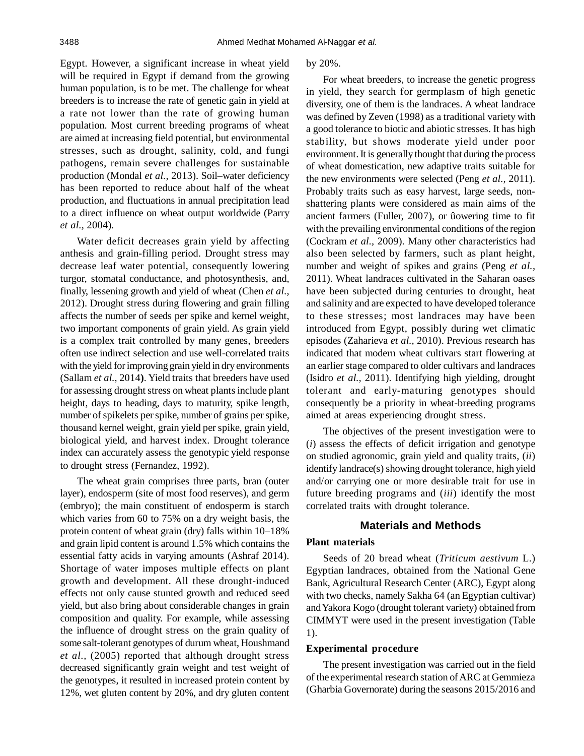Egypt. However, a significant increase in wheat yield will be required in Egypt if demand from the growing human population, is to be met. The challenge for wheat breeders is to increase the rate of genetic gain in yield at a rate not lower than the rate of growing human population. Most current breeding programs of wheat are aimed at increasing field potential, but environmental stresses, such as drought, salinity, cold, and fungi pathogens, remain severe challenges for sustainable production (Mondal *et al.,* 2013). Soil–water deficiency has been reported to reduce about half of the wheat production, and fluctuations in annual precipitation lead to a direct influence on wheat output worldwide (Parry *et al.,* 2004).

Water deficit decreases grain yield by affecting anthesis and grain-filling period. Drought stress may decrease leaf water potential, consequently lowering turgor, stomatal conductance, and photosynthesis, and, finally, lessening growth and yield of wheat (Chen *et al.,* 2012). Drought stress during flowering and grain filling affects the number of seeds per spike and kernel weight, two important components of grain yield. As grain yield is a complex trait controlled by many genes, breeders often use indirect selection and use well-correlated traits with the yield for improving grain yield in dry environments (Sallam *et al.,* 2014**)**. Yield traits that breeders have used for assessing drought stress on wheat plants include plant height, days to heading, days to maturity, spike length, number of spikelets per spike, number of grains per spike, thousand kernel weight, grain yield per spike, grain yield, biological yield, and harvest index. Drought tolerance index can accurately assess the genotypic yield response to drought stress (Fernandez, 1992).

The wheat grain comprises three parts, bran (outer layer), endosperm (site of most food reserves), and germ (embryo); the main constituent of endosperm is starch which varies from 60 to 75% on a dry weight basis, the protein content of wheat grain (dry) falls within 10–18% and grain lipid content is around 1.5% which contains the essential fatty acids in varying amounts (Ashraf 2014). Shortage of water imposes multiple effects on plant growth and development. All these drought-induced effects not only cause stunted growth and reduced seed yield, but also bring about considerable changes in grain composition and quality. For example, while assessing the influence of drought stress on the grain quality of some salt-tolerant genotypes of durum wheat, Houshmand *et al.,* (2005) reported that although drought stress decreased significantly grain weight and test weight of the genotypes, it resulted in increased protein content by 12%, wet gluten content by 20%, and dry gluten content by 20%.

For wheat breeders, to increase the genetic progress in yield, they search for germplasm of high genetic diversity, one of them is the landraces. A wheat landrace was defined by Zeven (1998) as a traditional variety with a good tolerance to biotic and abiotic stresses. It has high stability, but shows moderate yield under poor environment. It is generally thought that during the process of wheat domestication, new adaptive traits suitable for the new environments were selected (Peng *et al.,* 2011). Probably traits such as easy harvest, large seeds, non-shattering plants were considered as main aims of the ancient farmers (Fuller, 2007), or ûowering time to fit with the prevailing environmental conditions of the region (Cockram *et al.,* 2009). Many other characteristics had also been selected by farmers, such as plant height, number and weight of spikes and grains (Peng *et al.,* 2011). Wheat landraces cultivated in the Saharan oases have been subjected during centuries to drought, heat and salinity and are expected to have developed tolerance to these stresses; most landraces may have been introduced from Egypt, possibly during wet climatic episodes (Zaharieva *et al.,* 2010). Previous research has indicated that modern wheat cultivars start flowering at an earlier stage compared to older cultivars and landraces (Isidro *et al.,* 2011). Identifying high yielding, drought tolerant and early-maturing genotypes should consequently be a priority in wheat-breeding programs aimed at areas experiencing drought stress.

The objectives of the present investigation were to (*i*) assess the effects of deficit irrigation and genotype on studied agronomic, grain yield and quality traits, (*ii*) identify landrace(s) showing drought tolerance, high yield and/or carrying one or more desirable trait for use in future breeding programs and (*iii*) identify the most correlated traits with drought tolerance.

## Materials and Methods

### Plant materials

Seeds of 20 bread wheat (*Triticum aestivum* L.) Egyptian landraces, obtained from the National Gene Bank, Agricultural Research Center (ARC), Egypt along with two checks, namely Sakha 64 (an Egyptian cultivar) and Yakora Kogo (drought tolerant variety) obtained from CIMMYT were used in the present investigation (Table 1).

### Experimental procedure

The present investigation was carried out in the field of the experimental research station of ARC at Gemmieza (Gharbia Governorate) during the seasons 2015/2016 and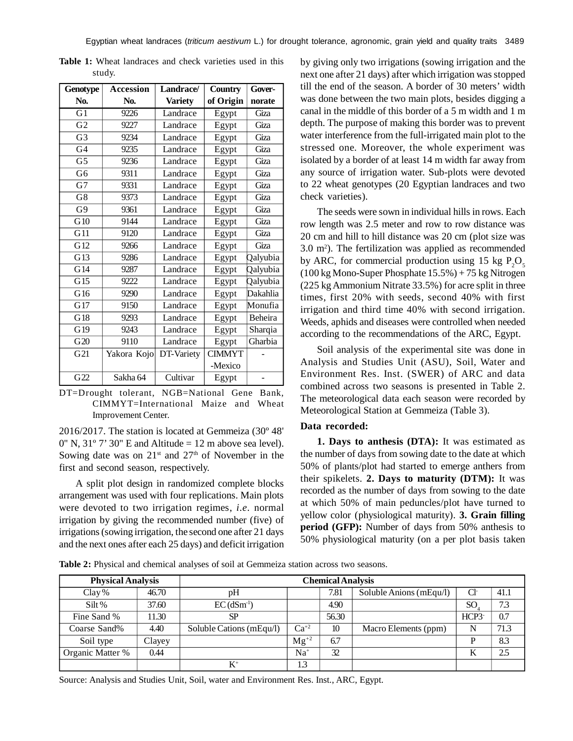**Table 1:** Wheat landraces and check varieties used in this study.

| Genotype No. | Accession No. | Landrace/ Variety | Country of Origin | Gover-norate |
|---|---|---|---|---|
| G1 | 9226 | Landrace | Egypt | Giza |
| G2 | 9227 | Landrace | Egypt | Giza |
| G3 | 9234 | Landrace | Egypt | Giza |
| G4 | 9235 | Landrace | Egypt | Giza |
| G5 | 9236 | Landrace | Egypt | Giza |
| G6 | 9311 | Landrace | Egypt | Giza |
| G7 | 9331 | Landrace | Egypt | Giza |
| G8 | 9373 | Landrace | Egypt | Giza |
| G9 | 9361 | Landrace | Egypt | Giza |
| G10 | 9144 | Landrace | Egypt | Giza |
| G11 | 9120 | Landrace | Egypt | Giza |
| G12 | 9266 | Landrace | Egypt | Giza |
| G13 | 9286 | Landrace | Egypt | Qalyubia |
| G14 | 9287 | Landrace | Egypt | Qalyubia |
| G15 | 9222 | Landrace | Egypt | Qalyubia |
| G16 | 9290 | Landrace | Egypt | Dakahlia |
| G17 | 9150 | Landrace | Egypt | Monufia |
| G18 | 9293 | Landrace | Egypt | Beheira |
| G19 | 9243 | Landrace | Egypt | Sharqia |
| G20 | 9110 | Landrace | Egypt | Gharbia |
| G21 | Yakora Kojo | DT-Variety | CIMMYT -Mexico | - |
| G22 | Sakha 64 | Cultivar | Egypt | - |

DT=Drought tolerant, NGB=National Gene Bank, CIMMYT=International Maize and Wheat Improvement Center.

2016/2017. The station is located at Gemmeiza (30º 48' 0" N, 31º 7' 30" E and Altitude = 12 m above sea level). Sowing date was on 21st and 27th of November in the first and second season, respectively.

A split plot design in randomized complete blocks arrangement was used with four replications. Main plots were devoted to two irrigation regimes, *i.e.* normal irrigation by giving the recommended number (five) of irrigations (sowing irrigation, the second one after 21 days and the next ones after each 25 days) and deficit irrigation by giving only two irrigations (sowing irrigation and the next one after 21 days) after which irrigation was stopped till the end of the season. A border of 30 meters' width was done between the two main plots, besides digging a canal in the middle of this border of a 5 m width and 1 m depth. The purpose of making this border was to prevent water interference from the full-irrigated main plot to the stressed one. Moreover, the whole experiment was isolated by a border of at least 14 m width far away from any source of irrigation water. Sub-plots were devoted to 22 wheat genotypes (20 Egyptian landraces and two check varieties).

The seeds were sown in individual hills in rows. Each row length was 2.5 meter and row to row distance was 20 cm and hill to hill distance was 20 cm (plot size was 3.0 $m^2$). The fertilization was applied as recommended by ARC, for commercial production using 15 kg $P_2O_5$ (100 kg Mono-Super Phosphate 15.5%) + 75 kg Nitrogen (225 kg Ammonium Nitrate 33.5%) for acre split in three times, first 20% with seeds, second 40% with first irrigation and third time 40% with second irrigation. Weeds, aphids and diseases were controlled when needed according to the recommendations of the ARC, Egypt.

Soil analysis of the experimental site was done in Analysis and Studies Unit (ASU), Soil, Water and Environment Res. Inst. (SWER) of ARC and data combined across two seasons is presented in Table 2. The meteorological data each season were recorded by Meteorological Station at Gemmeiza (Table 3).

**Data recorded:**

**1. Days to anthesis (DTA):** It was estimated as the number of days from sowing date to the date at which 50% of plants/plot had started to emerge anthers from their spikelets. **2. Days to maturity (DTM):** It was recorded as the number of days from sowing to the date at which 50% of main peduncles/plot have turned to yellow color (physiological maturity). **3. Grain filling period (GFP):** Number of days from 50% anthesis to 50% physiological maturity (on a per plot basis taken

**Table 2:** Physical and chemical analyses of soil at Gemmeiza station across two seasons.

| Physical Analysis | | Chemical Analysis | | | | | |
|---|---|---|---|---|---|---|---|
| Clay % | 46.70 | pH | | 7.81 | Soluble Anions (mEqu/l) | $Cl^-$ | 41.1 |
| Silt % | 37.60 | EC ($dSm^{-1}$) | | 4.90 | | $SO_4$ | 7.3 |
| Fine Sand % | 11.30 | SP | | 56.30 | | $HCP3^-$ | 0.7 |
| Coarse Sand% | 4.40 | Soluble Cations (mEqu/l) | $Ca^{+2}$ | 10 | Macro Elements (ppm) | N | 71.3 |
| Soil type | Clayey | | $Mg^{+2}$ | 6.7 | | P | 8.3 |
| Organic Matter % | 0.44 | | $Na^+$ | 32 | | K | 2.5 |
| | | $K^+$ | 1.3 | | | | |

Source: Analysis and Studies Unit, Soil, water and Environment Res. Inst., ARC, Egypt.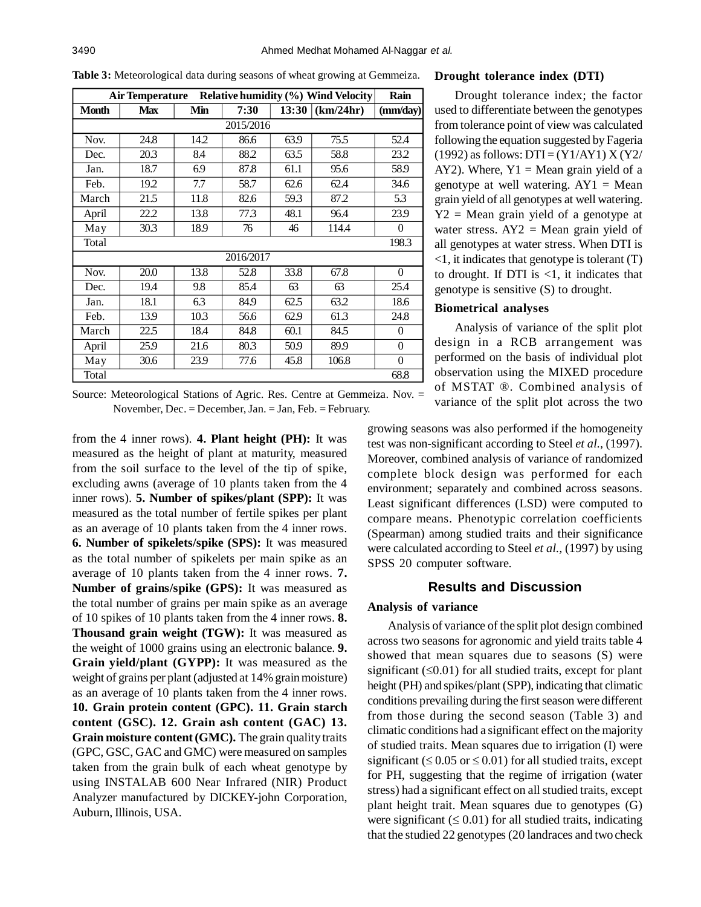**Table 3:** Meteorological data during seasons of wheat growing at Gemmeiza.

| | Air Temperature | | Relative humidity (%) | | Wind Velocity | Rain |
|---|---|---|---|---|---|---|
| Month | Max | Min | 7:30 | 13:30 | (km/24hr) | (mm/day) |
| 2015/2016 | | | | | | |
| Nov. | 24.8 | 14.2 | 86.6 | 63.9 | 75.5 | 52.4 |
| Dec. | 20.3 | 8.4 | 88.2 | 63.5 | 58.8 | 23.2 |
| Jan. | 18.7 | 6.9 | 87.8 | 61.1 | 95.6 | 58.9 |
| Feb. | 19.2 | 7.7 | 58.7 | 62.6 | 62.4 | 34.6 |
| March | 21.5 | 11.8 | 82.6 | 59.3 | 87.2 | 5.3 |
| April | 22.2 | 13.8 | 77.3 | 48.1 | 96.4 | 23.9 |
| May | 30.3 | 18.9 | 76 | 46 | 114.4 | 0 |
| Total | | | | | | 198.3 |
| 2016/2017 | | | | | | |
| Nov. | 20.0 | 13.8 | 52.8 | 33.8 | 67.8 | 0 |
| Dec. | 19.4 | 9.8 | 85.4 | 63 | 63 | 25.4 |
| Jan. | 18.1 | 6.3 | 84.9 | 62.5 | 63.2 | 18.6 |
| Feb. | 13.9 | 10.3 | 56.6 | 62.9 | 61.3 | 24.8 |
| March | 22.5 | 18.4 | 84.8 | 60.1 | 84.5 | 0 |
| April | 25.9 | 21.6 | 80.3 | 50.9 | 89.9 | 0 |
| May | 30.6 | 23.9 | 77.6 | 45.8 | 106.8 | 0 |
| Total | | | | | | 68.8 |

Source: Meteorological Stations of Agric. Res. Centre at Gemmeiza. Nov. = November, Dec. = December, Jan. = Jan, Feb. = February.

from the 4 inner rows). **4. Plant height (PH):** It was measured as the height of plant at maturity, measured from the soil surface to the level of the tip of spike, excluding awns (average of 10 plants taken from the 4 inner rows). **5. Number of spikes/plant (SPP):** It was measured as the total number of fertile spikes per plant as an average of 10 plants taken from the 4 inner rows. **6. Number of spikelets/spike (SPS):** It was measured as the total number of spikelets per main spike as an average of 10 plants taken from the 4 inner rows. **7. Number of grains/spike (GPS):** It was measured as the total number of grains per main spike as an average of 10 spikes of 10 plants taken from the 4 inner rows. **8. Thousand grain weight (TGW):** It was measured as the weight of 1000 grains using an electronic balance. **9. Grain yield/plant (GYPP):** It was measured as the weight of grains per plant (adjusted at 14% grain moisture) as an average of 10 plants taken from the 4 inner rows. **10. Grain protein content (GPC). 11. Grain starch content (GSC). 12. Grain ash content (GAC) 13. Grain moisture content (GMC).** The grain quality traits (GPC, GSC, GAC and GMC) were measured on samples taken from the grain bulk of each wheat genotype by using INSTALAB 600 Near Infrared (NIR) Product Analyzer manufactured by DICKEY-john Corporation, Auburn, Illinois, USA.

### Drought tolerance index (DTI)

Drought tolerance index; the factor used to differentiate between the genotypes from tolerance point of view was calculated following the equation suggested by Fageria (1992) as follows: DTI = (Y1/AY1) X (Y2/AY2). Where, Y1 = Mean grain yield of a genotype at well watering. AY1 = Mean grain yield of all genotypes at well watering. Y2 = Mean grain yield of a genotype at water stress. AY2 = Mean grain yield of all genotypes at water stress. When DTI is <1, it indicates that genotype is tolerant (T) to drought. If DTI is <1, it indicates that genotype is sensitive (S) to drought.

### Biometrical analyses

Analysis of variance of the split plot design in a RCB arrangement was performed on the basis of individual plot observation using the MIXED procedure of MSTAT ®. Combined analysis of variance of the split plot across the two growing seasons was also performed if the homogeneity test was non-significant according to Steel *et al.,* (1997). Moreover, combined analysis of variance of randomized complete block design was performed for each environment; separately and combined across seasons. Least significant differences (LSD) were computed to compare means. Phenotypic correlation coefficients (Spearman) among studied traits and their significance were calculated according to Steel *et al.,* (1997) by using SPSS 20 computer software.

## Results and Discussion

### Analysis of variance

Analysis of variance of the split plot design combined across two seasons for agronomic and yield traits table 4 showed that mean squares due to seasons (S) were significant ($\leq 0.01$) for all studied traits, except for plant height (PH) and spikes/plant (SPP), indicating that climatic conditions prevailing during the first season were different from those during the second season (Table 3) and climatic conditions had a significant effect on the majority of studied traits. Mean squares due to irrigation (I) were significant ($\leq 0.05$ or $\leq 0.01$) for all studied traits, except for PH, suggesting that the regime of irrigation (water stress) had a significant effect on all studied traits, except plant height trait. Mean squares due to genotypes (G) were significant ($\leq 0.01$) for all studied traits, indicating that the studied 22 genotypes (20 landraces and two check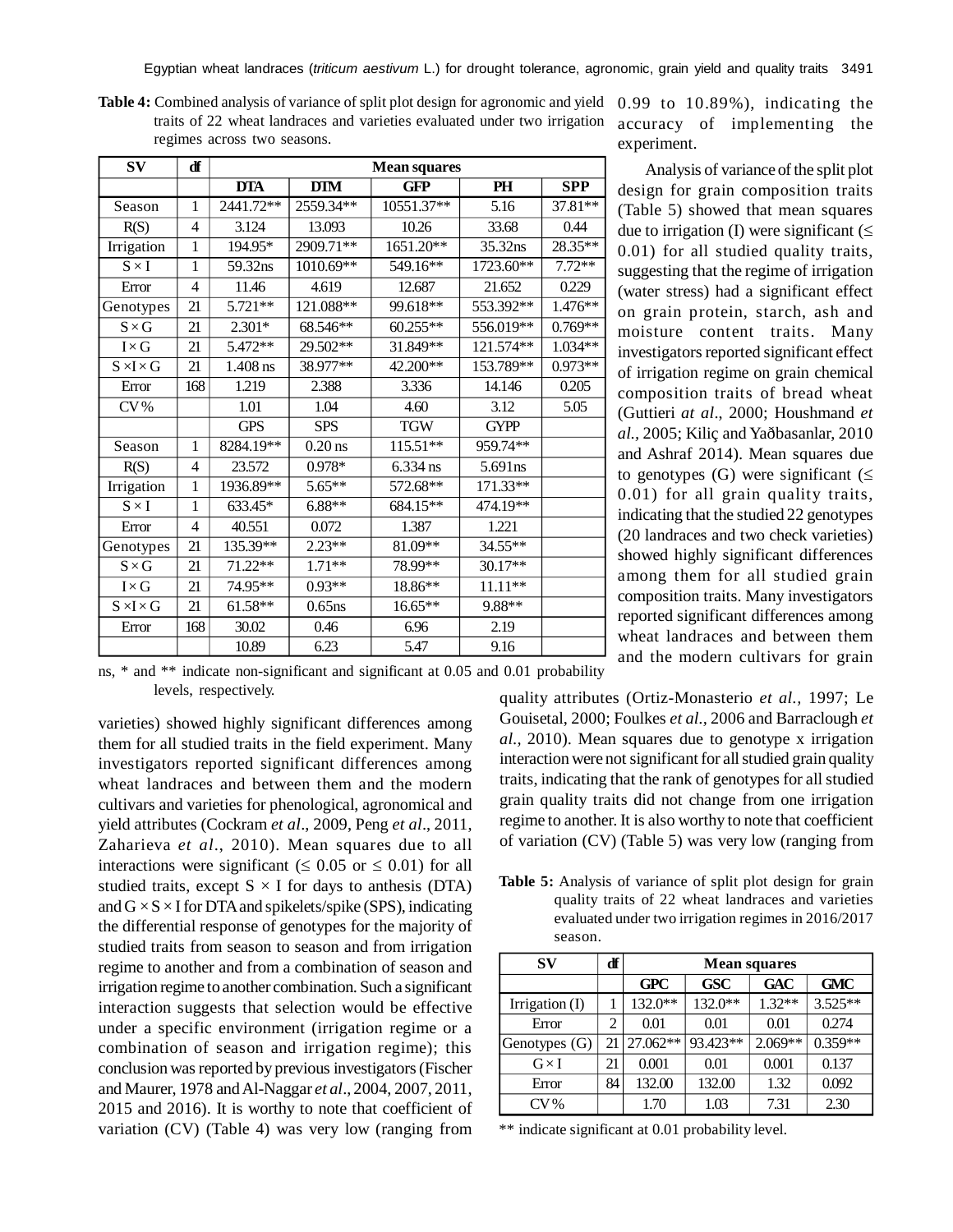**Table 4:** Combined analysis of variance of split plot design for agronomic and yield traits of 22 wheat landraces and varieties evaluated under two irrigation regimes across two seasons.

| SV | df | Mean squares | | | | |
|---|---|---|---|---|---|---|
| | | DTA | DTM | GFP | PH | SPP |
| Season | 1 | 2441.72** | 2559.34** | 10551.37** | 5.16 | 37.81** |
| R(S) | 4 | 3.124 | 13.093 | 10.26 | 33.68 | 0.44 |
| Irrigation | 1 | 194.95* | 2909.71** | 1651.20** | 35.32ns | 28.35** |
| S × I | 1 | 59.32ns | 1010.69** | 549.16** | 1723.60** | 7.72** |
| Error | 4 | 11.46 | 4.619 | 12.687 | 21.652 | 0.229 |
| Genotypes | 21 | 5.721** | 121.088** | 99.618** | 553.392** | 1.476** |
| S × G | 21 | 2.301* | 68.546** | 60.255** | 556.019** | 0.769** |
| I × G | 21 | 5.472** | 29.502** | 31.849** | 121.574** | 1.034** |
| S ×I × G | 21 | 1.408 ns | 38.977** | 42.200** | 153.789** | 0.973** |
| Error | 168 | 1.219 | 2.388 | 3.336 | 14.146 | 0.205 |
| CV% | | 1.01 | 1.04 | 4.60 | 3.12 | 5.05 |
| | | GPS | SPS | TGW | GYPP | |
| Season | 1 | 8284.19** | 0.20 ns | 115.51** | 959.74** | |
| R(S) | 4 | 23.572 | 0.978* | 6.334 ns | 5.691ns | |
| Irrigation | 1 | 1936.89** | 5.65** | 572.68** | 171.33** | |
| S × I | 1 | 633.45* | 6.88** | 684.15** | 474.19** | |
| Error | 4 | 40.551 | 0.072 | 1.387 | 1.221 | |
| Genotypes | 21 | 135.39** | 2.23** | 81.09** | 34.55** | |
| S × G | 21 | 71.22** | 1.71** | 78.99** | 30.17** | |
| I × G | 21 | 74.95** | 0.93** | 18.86** | 11.11** | |
| S ×I × G | 21 | 61.58** | 0.65ns | 16.65** | 9.88** | |
| Error | 168 | 30.02 | 0.46 | 6.96 | 2.19 | |
| | | 10.89 | 6.23 | 5.47 | 9.16 | |

ns, * and ** indicate non-significant and significant at 0.05 and 0.01 probability levels, respectively.

varieties) showed highly significant differences among them for all studied traits in the field experiment. Many investigators reported significant differences among wheat landraces and between them and the modern cultivars and varieties for phenological, agronomical and yield attributes (Cockram *et al*., 2009, Peng *et al*., 2011, Zaharieva *et al*., 2010). Mean squares due to all interactions were significant (≤ 0.05 or ≤ 0.01) for all studied traits, except S × I for days to anthesis (DTA) and G × S × I for DTA and spikelets/spike (SPS), indicating the differential response of genotypes for the majority of studied traits from season to season and from irrigation regime to another and from a combination of season and irrigation regime to another combination. Such a significant interaction suggests that selection would be effective under a specific environment (irrigation regime or a combination of season and irrigation regime); this conclusion was reported by previous investigators (Fischer and Maurer, 1978 and Al-Naggar *et al*., 2004, 2007, 2011, 2015 and 2016). It is worthy to note that coefficient of variation (CV) (Table 4) was very low (ranging from 0.99 to 10.89%), indicating the accuracy of implementing the experiment.

Analysis of variance of the split plot design for grain composition traits (Table 5) showed that mean squares due to irrigation (I) were significant (≤ 0.01) for all studied quality traits, suggesting that the regime of irrigation (water stress) had a significant effect on grain protein, starch, ash and moisture content traits. Many investigators reported significant effect of irrigation regime on grain chemical composition traits of bread wheat (Guttieri *at al*., 2000; Houshmand *et al.*, 2005; Kiliç and Yaðbasanlar, 2010 and Ashraf 2014). Mean squares due to genotypes (G) were significant (≤ 0.01) for all grain quality traits, indicating that the studied 22 genotypes (20 landraces and two check varieties) showed highly significant differences among them for all studied grain composition traits. Many investigators reported significant differences among wheat landraces and between them and the modern cultivars for grain quality attributes (Ortiz-Monasterio *et al.,* 1997; Le Gouisetal, 2000; Foulkes *et al.,* 2006 and Barraclough *et al.,* 2010). Mean squares due to genotype x irrigation interaction were not significant for all studied grain quality traits, indicating that the rank of genotypes for all studied grain quality traits did not change from one irrigation regime to another. It is also worthy to note that coefficient of variation (CV) (Table 5) was very low (ranging from

**Table 5:** Analysis of variance of split plot design for grain quality traits of 22 wheat landraces and varieties evaluated under two irrigation regimes in 2016/2017 season.

| SV | df | Mean squares | | | |
|---|---|---|---|---|---|
| | | GPC | GSC | GAC | GMC |
| Irrigation (I) | 1 | 132.0** | 132.0** | 1.32** | 3.525** |
| Error | 2 | 0.01 | 0.01 | 0.01 | 0.274 |
| Genotypes (G) | 21 | 27.062** | 93.423** | 2.069** | 0.359** |
| G × I | 21 | 0.001 | 0.01 | 0.001 | 0.137 |
| Error | 84 | 132.00 | 132.00 | 1.32 | 0.092 |
| CV% | | 1.70 | 1.03 | 7.31 | 2.30 |

** indicate significant at 0.01 probability level.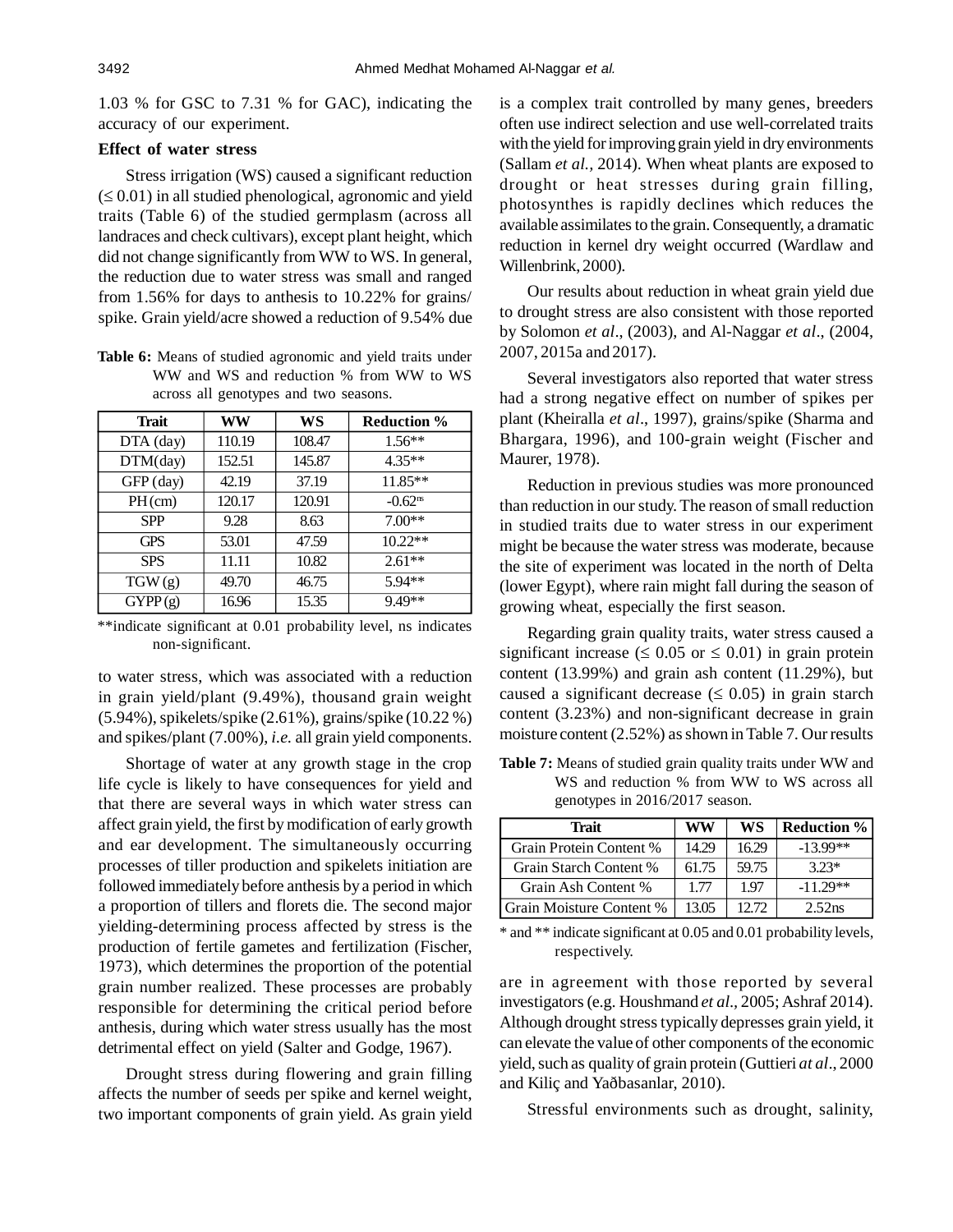1.03 % for GSC to 7.31 % for GAC), indicating the accuracy of our experiment.

### Effect of water stress

Stress irrigation (WS) caused a significant reduction ($\leq 0.01$) in all studied phenological, agronomic and yield traits (Table 6) of the studied germplasm (across all landraces and check cultivars), except plant height, which did not change significantly from WW to WS. In general, the reduction due to water stress was small and ranged from 1.56% for days to anthesis to 10.22% for grains/ spike. Grain yield/acre showed a reduction of 9.54% due to water stress, which was associated with a reduction in grain yield/plant (9.49%), thousand grain weight (5.94%), spikelets/spike (2.61%), grains/spike (10.22 %) and spikes/plant (7.00%), *i.e.* all grain yield components.

**Table 6:** Means of studied agronomic and yield traits under WW and WS and reduction % from WW to WS across all genotypes and two seasons.

| Trait | WW | WS | Reduction % |
|---|---|---|---|
| DTA (day) | 110.19 | 108.47 | 1.56** |
| DTM(day) | 152.51 | 145.87 | 4.35** |
| GFP (day) | 42.19 | 37.19 | 11.85** |
| PH (cm) | 120.17 | 120.91 | -0.62ns |
| SPP | 9.28 | 8.63 | 7.00** |
| GPS | 53.01 | 47.59 | 10.22** |
| SPS | 11.11 | 10.82 | 2.61** |
| TGW (g) | 49.70 | 46.75 | 5.94** |
| GYPP (g) | 16.96 | 15.35 | 9.49** |

**indicate significant at 0.01 probability level, ns indicates non-significant.

Shortage of water at any growth stage in the crop life cycle is likely to have consequences for yield and that there are several ways in which water stress can affect grain yield, the first by modification of early growth and ear development. The simultaneously occurring processes of tiller production and spikelets initiation are followed immediately before anthesis by a period in which a proportion of tillers and florets die. The second major yielding-determining process affected by stress is the production of fertile gametes and fertilization (Fischer, 1973), which determines the proportion of the potential grain number realized. These processes are probably responsible for determining the critical period before anthesis, during which water stress usually has the most detrimental effect on yield (Salter and Godge, 1967).

Drought stress during flowering and grain filling affects the number of seeds per spike and kernel weight, two important components of grain yield. As grain yield is a complex trait controlled by many genes, breeders often use indirect selection and use well-correlated traits with the yield for improving grain yield in dry environments (Sallam *et al.,* 2014). When wheat plants are exposed to drought or heat stresses during grain filling, photosynthes is rapidly declines which reduces the available assimilates to the grain. Consequently, a dramatic reduction in kernel dry weight occurred (Wardlaw and Willenbrink, 2000).

Our results about reduction in wheat grain yield due to drought stress are also consistent with those reported by Solomon *et al*., (2003), and Al-Naggar *et al*., (2004, 2007, 2015a and 2017).

Several investigators also reported that water stress had a strong negative effect on number of spikes per plant (Kheiralla *et al*., 1997), grains/spike (Sharma and Bhargara, 1996), and 100-grain weight (Fischer and Maurer, 1978).

Reduction in previous studies was more pronounced than reduction in our study. The reason of small reduction in studied traits due to water stress in our experiment might be because the water stress was moderate, because the site of experiment was located in the north of Delta (lower Egypt), where rain might fall during the season of growing wheat, especially the first season.

Regarding grain quality traits, water stress caused a significant increase ($\leq 0.05$ or $\leq 0.01$) in grain protein content (13.99%) and grain ash content (11.29%), but caused a significant decrease ($\leq 0.05$) in grain starch content (3.23%) and non-significant decrease in grain moisture content (2.52%) as shown in Table 7. Our results are in agreement with those reported by several investigators (e.g. Houshmand *et al*., 2005; Ashraf 2014). Although drought stress typically depresses grain yield, it can elevate the value of other components of the economic yield, such as quality of grain protein (Guttieri *at al*., 2000 and Kiliç and Yaðbasanlar, 2010).

**Table 7:** Means of studied grain quality traits under WW and WS and reduction % from WW to WS across all genotypes in 2016/2017 season.

| Trait | WW | WS | Reduction % |
|---|---|---|---|
| Grain Protein Content % | 14.29 | 16.29 | -13.99** |
| Grain Starch Content % | 61.75 | 59.75 | 3.23* |
| Grain Ash Content % | 1.77 | 1.97 | -11.29** |
| Grain Moisture Content % | 13.05 | 12.72 | 2.52ns |

* and ** indicate significant at 0.05 and 0.01 probability levels, respectively.

Stressful environments such as drought, salinity,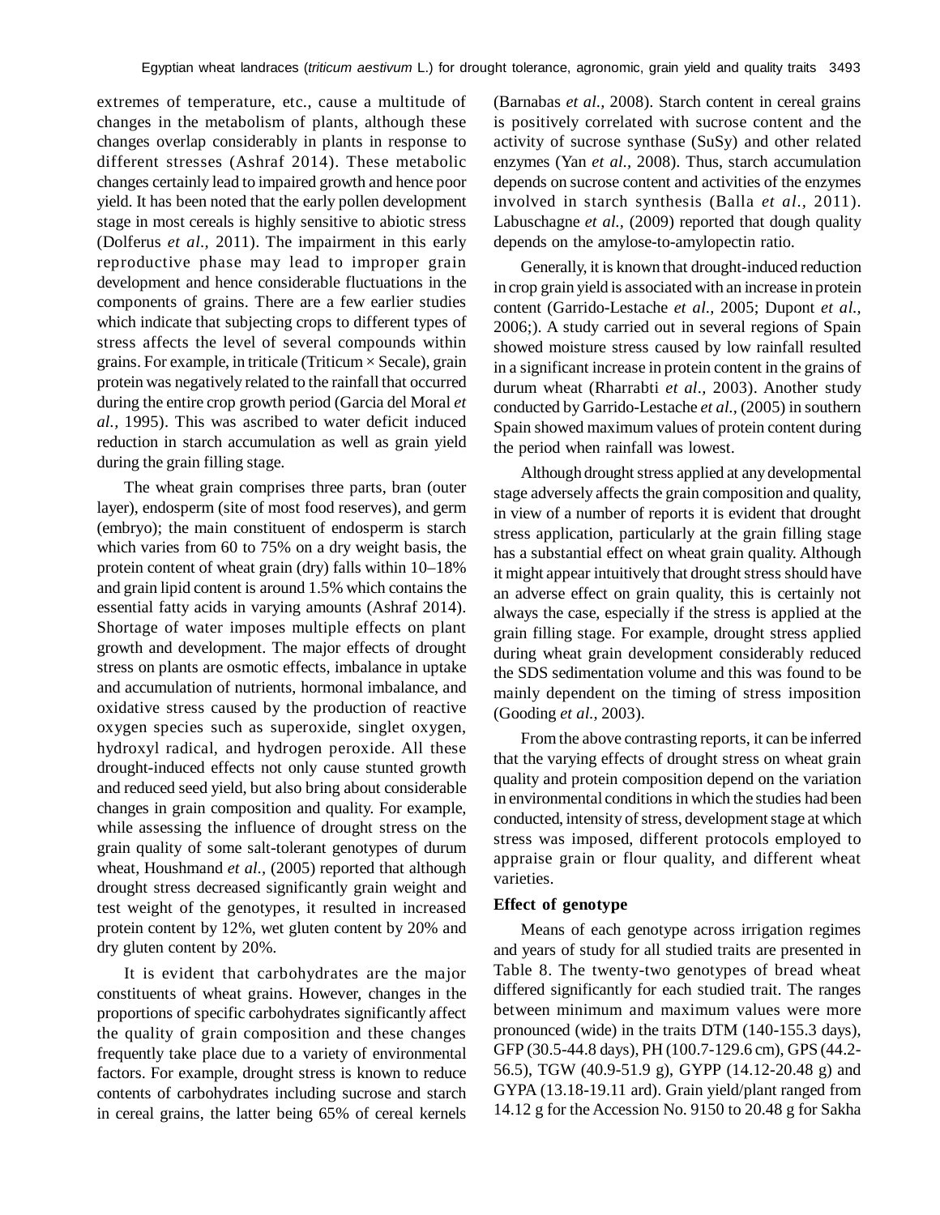extremes of temperature, etc., cause a multitude of changes in the metabolism of plants, although these changes overlap considerably in plants in response to different stresses (Ashraf 2014). These metabolic changes certainly lead to impaired growth and hence poor yield. It has been noted that the early pollen development stage in most cereals is highly sensitive to abiotic stress (Dolferus *et al*., 2011). The impairment in this early reproductive phase may lead to improper grain development and hence considerable fluctuations in the components of grains. There are a few earlier studies which indicate that subjecting crops to different types of stress affects the level of several compounds within grains. For example, in triticale (Triticum × Secale), grain protein was negatively related to the rainfall that occurred during the entire crop growth period (Garcia del Moral *et al.,* 1995). This was ascribed to water deficit induced reduction in starch accumulation as well as grain yield during the grain filling stage.

The wheat grain comprises three parts, bran (outer layer), endosperm (site of most food reserves), and germ (embryo); the main constituent of endosperm is starch which varies from 60 to 75% on a dry weight basis, the protein content of wheat grain (dry) falls within 10–18% and grain lipid content is around 1.5% which contains the essential fatty acids in varying amounts (Ashraf 2014). Shortage of water imposes multiple effects on plant growth and development. The major effects of drought stress on plants are osmotic effects, imbalance in uptake and accumulation of nutrients, hormonal imbalance, and oxidative stress caused by the production of reactive oxygen species such as superoxide, singlet oxygen, hydroxyl radical, and hydrogen peroxide. All these drought-induced effects not only cause stunted growth and reduced seed yield, but also bring about considerable changes in grain composition and quality. For example, while assessing the influence of drought stress on the grain quality of some salt-tolerant genotypes of durum wheat, Houshmand *et al.,* (2005) reported that although drought stress decreased significantly grain weight and test weight of the genotypes, it resulted in increased protein content by 12%, wet gluten content by 20% and dry gluten content by 20%.

It is evident that carbohydrates are the major constituents of wheat grains. However, changes in the proportions of specific carbohydrates significantly affect the quality of grain composition and these changes frequently take place due to a variety of environmental factors. For example, drought stress is known to reduce contents of carbohydrates including sucrose and starch in cereal grains, the latter being 65% of cereal kernels (Barnabas *et al.,* 2008). Starch content in cereal grains is positively correlated with sucrose content and the activity of sucrose synthase (SuSy) and other related enzymes (Yan *et al.,* 2008). Thus, starch accumulation depends on sucrose content and activities of the enzymes involved in starch synthesis (Balla *et al.,* 2011). Labuschagne *et al.,* (2009) reported that dough quality depends on the amylose-to-amylopectin ratio.

Generally, it is known that drought-induced reduction in crop grain yield is associated with an increase in protein content (Garrido-Lestache *et al.,* 2005; Dupont *et al.,* 2006;). A study carried out in several regions of Spain showed moisture stress caused by low rainfall resulted in a significant increase in protein content in the grains of durum wheat (Rharrabti *et al.,* 2003). Another study conducted by Garrido-Lestache *et al.,* (2005) in southern Spain showed maximum values of protein content during the period when rainfall was lowest.

Although drought stress applied at any developmental stage adversely affects the grain composition and quality, in view of a number of reports it is evident that drought stress application, particularly at the grain filling stage has a substantial effect on wheat grain quality. Although it might appear intuitively that drought stress should have an adverse effect on grain quality, this is certainly not always the case, especially if the stress is applied at the grain filling stage. For example, drought stress applied during wheat grain development considerably reduced the SDS sedimentation volume and this was found to be mainly dependent on the timing of stress imposition (Gooding *et al.,* 2003).

From the above contrasting reports, it can be inferred that the varying effects of drought stress on wheat grain quality and protein composition depend on the variation in environmental conditions in which the studies had been conducted, intensity of stress, development stage at which stress was imposed, different protocols employed to appraise grain or flour quality, and different wheat varieties.

### Effect of genotype

Means of each genotype across irrigation regimes and years of study for all studied traits are presented in Table 8. The twenty-two genotypes of bread wheat differed significantly for each studied trait. The ranges between minimum and maximum values were more pronounced (wide) in the traits DTM (140-155.3 days), GFP (30.5-44.8 days), PH (100.7-129.6 cm), GPS (44.2-56.5), TGW (40.9-51.9 g), GYPP (14.12-20.48 g) and GYPA (13.18-19.11 ard). Grain yield/plant ranged from 14.12 g for the Accession No. 9150 to 20.48 g for Sakha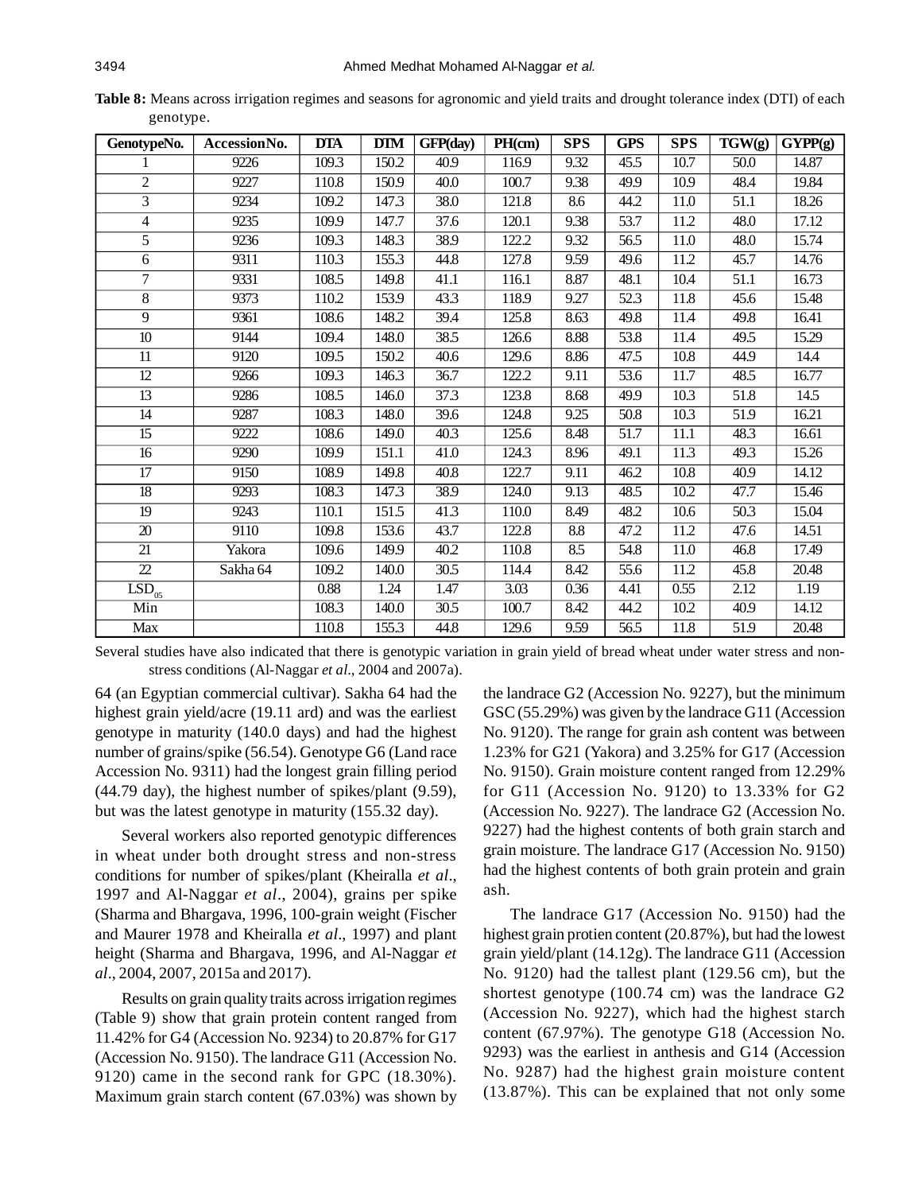**Table 8:** Means across irrigation regimes and seasons for agronomic and yield traits and drought tolerance index (DTI) of each genotype.

| GenotypeNo. | AccessionNo. | DTA | DTM | GFP(day) | PH(cm) | SPS | GPS | SPS | TGW(g) | GYPP(g) |
|---|---|---|---|---|---|---|---|---|---|---|
| 1 | 9226 | 109.3 | 150.2 | 40.9 | 116.9 | 9.32 | 45.5 | 10.7 | 50.0 | 14.87 |
| 2 | 9227 | 110.8 | 150.9 | 40.0 | 100.7 | 9.38 | 49.9 | 10.9 | 48.4 | 19.84 |
| 3 | 9234 | 109.2 | 147.3 | 38.0 | 121.8 | 8.6 | 44.2 | 11.0 | 51.1 | 18.26 |
| 4 | 9235 | 109.9 | 147.7 | 37.6 | 120.1 | 9.38 | 53.7 | 11.2 | 48.0 | 17.12 |
| 5 | 9236 | 109.3 | 148.3 | 38.9 | 122.2 | 9.32 | 56.5 | 11.0 | 48.0 | 15.74 |
| 6 | 9311 | 110.3 | 155.3 | 44.8 | 127.8 | 9.59 | 49.6 | 11.2 | 45.7 | 14.76 |
| 7 | 9331 | 108.5 | 149.8 | 41.1 | 116.1 | 8.87 | 48.1 | 10.4 | 51.1 | 16.73 |
| 8 | 9373 | 110.2 | 153.9 | 43.3 | 118.9 | 9.27 | 52.3 | 11.8 | 45.6 | 15.48 |
| 9 | 9361 | 108.6 | 148.2 | 39.4 | 125.8 | 8.63 | 49.8 | 11.4 | 49.8 | 16.41 |
| 10 | 9144 | 109.4 | 148.0 | 38.5 | 126.6 | 8.88 | 53.8 | 11.4 | 49.5 | 15.29 |
| 11 | 9120 | 109.5 | 150.2 | 40.6 | 129.6 | 8.86 | 47.5 | 10.8 | 44.9 | 14.4 |
| 12 | 9266 | 109.3 | 146.3 | 36.7 | 122.2 | 9.11 | 53.6 | 11.7 | 48.5 | 16.77 |
| 13 | 9286 | 108.5 | 146.0 | 37.3 | 123.8 | 8.68 | 49.9 | 10.3 | 51.8 | 14.5 |
| 14 | 9287 | 108.3 | 148.0 | 39.6 | 124.8 | 9.25 | 50.8 | 10.3 | 51.9 | 16.21 |
| 15 | 9222 | 108.6 | 149.0 | 40.3 | 125.6 | 8.48 | 51.7 | 11.1 | 48.3 | 16.61 |
| 16 | 9290 | 109.9 | 151.1 | 41.0 | 124.3 | 8.96 | 49.1 | 11.3 | 49.3 | 15.26 |
| 17 | 9150 | 108.9 | 149.8 | 40.8 | 122.7 | 9.11 | 46.2 | 10.8 | 40.9 | 14.12 |
| 18 | 9293 | 108.3 | 147.3 | 38.9 | 124.0 | 9.13 | 48.5 | 10.2 | 47.7 | 15.46 |
| 19 | 9243 | 110.1 | 151.5 | 41.3 | 110.0 | 8.49 | 48.2 | 10.6 | 50.3 | 15.04 |
| 20 | 9110 | 109.8 | 153.6 | 43.7 | 122.8 | 8.8 | 47.2 | 11.2 | 47.6 | 14.51 |
| 21 | Yakora | 109.6 | 149.9 | 40.2 | 110.8 | 8.5 | 54.8 | 11.0 | 46.8 | 17.49 |
| 22 | Sakha 64 | 109.2 | 140.0 | 30.5 | 114.4 | 8.42 | 55.6 | 11.2 | 45.8 | 20.48 |
| $LSD_{05}$ | | 0.88 | 1.24 | 1.47 | 3.03 | 0.36 | 4.41 | 0.55 | 2.12 | 1.19 |
| Min | | 108.3 | 140.0 | 30.5 | 100.7 | 8.42 | 44.2 | 10.2 | 40.9 | 14.12 |
| Max | | 110.8 | 155.3 | 44.8 | 129.6 | 9.59 | 56.5 | 11.8 | 51.9 | 20.48 |

Several studies have also indicated that there is genotypic variation in grain yield of bread wheat under water stress and non-stress conditions (Al-Naggar *et al*., 2004 and 2007a).

64 (an Egyptian commercial cultivar). Sakha 64 had the highest grain yield/acre (19.11 ard) and was the earliest genotype in maturity (140.0 days) and had the highest number of grains/spike (56.54). Genotype G6 (Land race Accession No. 9311) had the longest grain filling period (44.79 day), the highest number of spikes/plant (9.59), but was the latest genotype in maturity (155.32 day).

Several workers also reported genotypic differences in wheat under both drought stress and non-stress conditions for number of spikes/plant (Kheiralla *et al*., 1997 and Al-Naggar *et al*., 2004), grains per spike (Sharma and Bhargava, 1996, 100-grain weight (Fischer and Maurer 1978 and Kheiralla *et al*., 1997) and plant height (Sharma and Bhargava, 1996, and Al-Naggar *et al*., 2004, 2007, 2015a and 2017).

Results on grain quality traits across irrigation regimes (Table 9) show that grain protein content ranged from 11.42% for G4 (Accession No. 9234) to 20.87% for G17 (Accession No. 9150). The landrace G11 (Accession No. 9120) came in the second rank for GPC (18.30%). Maximum grain starch content (67.03%) was shown by the landrace G2 (Accession No. 9227), but the minimum GSC (55.29%) was given by the landrace G11 (Accession No. 9120). The range for grain ash content was between 1.23% for G21 (Yakora) and 3.25% for G17 (Accession No. 9150). Grain moisture content ranged from 12.29% for G11 (Accession No. 9120) to 13.33% for G2 (Accession No. 9227). The landrace G2 (Accession No. 9227) had the highest contents of both grain starch and grain moisture. The landrace G17 (Accession No. 9150) had the highest contents of both grain protein and grain ash.

The landrace G17 (Accession No. 9150) had the highest grain protien content (20.87%), but had the lowest grain yield/plant (14.12g). The landrace G11 (Accession No. 9120) had the tallest plant (129.56 cm), but the shortest genotype (100.74 cm) was the landrace G2 (Accession No. 9227), which had the highest starch content (67.97%). The genotype G18 (Accession No. 9293) was the earliest in anthesis and G14 (Accession No. 9287) had the highest grain moisture content (13.87%). This can be explained that not only some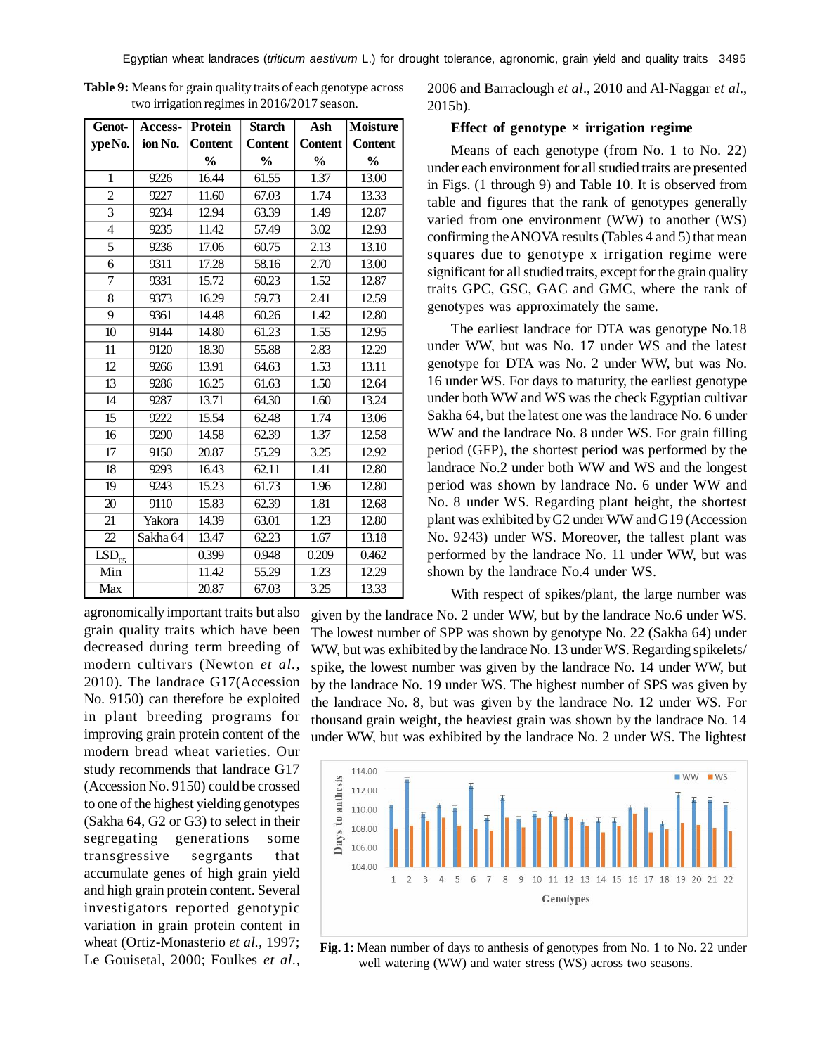**Table 9:** Means for grain quality traits of each genotype across two irrigation regimes in 2016/2017 season.

| Genotype No. | Accession No. | Protein Content % | Starch Content % | Ash Content % | Moisture Content % |
|---|---|---|---|---|---|
| 1 | 9226 | 16.44 | 61.55 | 1.37 | 13.00 |
| 2 | 9227 | 11.60 | 67.03 | 1.74 | 13.33 |
| 3 | 9234 | 12.94 | 63.39 | 1.49 | 12.87 |
| 4 | 9235 | 11.42 | 57.49 | 3.02 | 12.93 |
| 5 | 9236 | 17.06 | 60.75 | 2.13 | 13.10 |
| 6 | 9311 | 17.28 | 58.16 | 2.70 | 13.00 |
| 7 | 9331 | 15.72 | 60.23 | 1.52 | 12.87 |
| 8 | 9373 | 16.29 | 59.73 | 2.41 | 12.59 |
| 9 | 9361 | 14.48 | 60.26 | 1.42 | 12.80 |
| 10 | 9144 | 14.80 | 61.23 | 1.55 | 12.95 |
| 11 | 9120 | 18.30 | 55.88 | 2.83 | 12.29 |
| 12 | 9266 | 13.91 | 64.63 | 1.53 | 13.11 |
| 13 | 9286 | 16.25 | 61.63 | 1.50 | 12.64 |
| 14 | 9287 | 13.71 | 64.30 | 1.60 | 13.24 |
| 15 | 9222 | 15.54 | 62.48 | 1.74 | 13.06 |
| 16 | 9290 | 14.58 | 62.39 | 1.37 | 12.58 |
| 17 | 9150 | 20.87 | 55.29 | 3.25 | 12.92 |
| 18 | 9293 | 16.43 | 62.11 | 1.41 | 12.80 |
| 19 | 9243 | 15.23 | 61.73 | 1.96 | 12.80 |
| 20 | 9110 | 15.83 | 62.39 | 1.81 | 12.68 |
| 21 | Yakora | 14.39 | 63.01 | 1.23 | 12.80 |
| 22 | Sakha 64 | 13.47 | 62.23 | 1.67 | 13.18 |
| $LSD_{05}$ | | 0.399 | 0.948 | 0.209 | 0.462 |
| Min | | 11.42 | 55.29 | 1.23 | 12.29 |
| Max | | 20.87 | 67.03 | 3.25 | 13.33 |

agronomically important traits but also grain quality traits which have been decreased during term breeding of modern cultivars (Newton *et al.*, 2010). The landrace G17(Accession No. 9150) can therefore be exploited in plant breeding programs for improving grain protein content of the modern bread wheat varieties. Our study recommends that landrace G17 (Accession No. 9150) could be crossed to one of the highest yielding genotypes (Sakha 64, G2 or G3) to select in their segregating generations some transgressive segrgants that accumulate genes of high grain yield and high grain protein content. Several investigators reported genotypic variation in grain protein content in wheat (Ortiz-Monasterio *et al.*, 1997; Le Gouisetal, 2000; Foulkes *et al.*, 2006 and Barraclough *et al*., 2010 and Al-Naggar *et al*., 2015b).

### Effect of genotype × irrigation regime

Means of each genotype (from No. 1 to No. 22) under each environment for all studied traits are presented in Figs. (1 through 9) and Table 10. It is observed from table and figures that the rank of genotypes generally varied from one environment (WW) to another (WS) confirming the ANOVA results (Tables 4 and 5) that mean squares due to genotype x irrigation regime were significant for all studied traits, except for the grain quality traits GPC, GSC, GAC and GMC, where the rank of genotypes was approximately the same.

The earliest landrace for DTA was genotype No.18 under WW, but was No. 17 under WS and the latest genotype for DTA was No. 2 under WW, but was No. 16 under WS. For days to maturity, the earliest genotype under both WW and WS was the check Egyptian cultivar Sakha 64, but the latest one was the landrace No. 6 under WW and the landrace No. 8 under WS. For grain filling period (GFP), the shortest period was performed by the landrace No.2 under both WW and WS and the longest period was shown by landrace No. 6 under WW and No. 8 under WS. Regarding plant height, the shortest plant was exhibited by G2 under WW and G19 (Accession No. 9243) under WS. Moreover, the tallest plant was performed by the landrace No. 11 under WW, but was shown by the landrace No.4 under WS.

With respect of spikes/plant, the large number was given by the landrace No. 2 under WW, but by the landrace No.6 under WS. The lowest number of SPP was shown by genotype No. 22 (Sakha 64) under WW, but was exhibited by the landrace No. 13 under WS. Regarding spikelets/spike, the lowest number was given by the landrace No. 14 under WW, but by the landrace No. 19 under WS. The highest number of SPS was given by the landrace No. 8, but was given by the landrace No. 12 under WS. For thousand grain weight, the heaviest grain was shown by the landrace No. 14 under WW, but was exhibited by the landrace No. 2 under WS. The lightest

**Fig. 1:** Mean number of days to anthesis of genotypes from No. 1 to No. 22 under well watering (WW) and water stress (WS) across two seasons.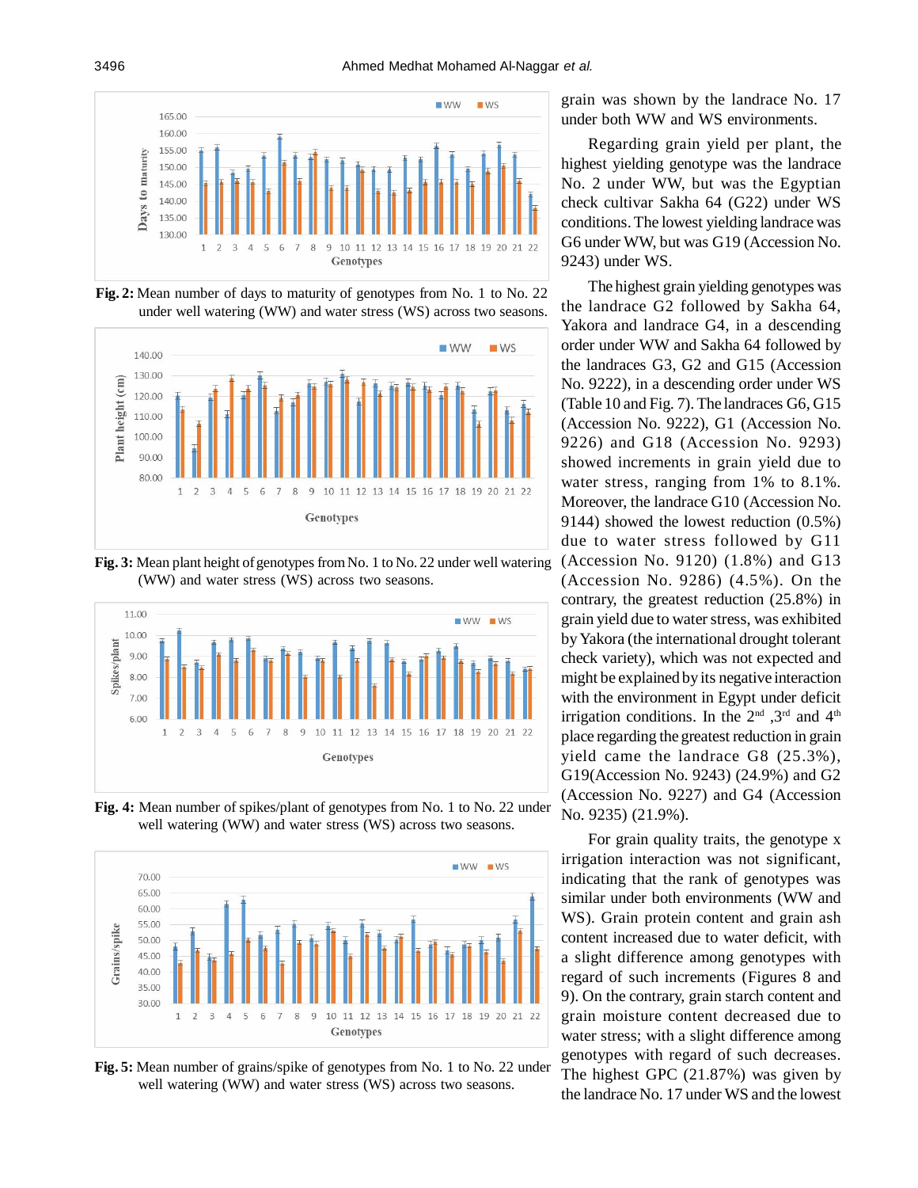Fig. 2: Mean number of days to maturity of genotypes from No. 1 to No. 22 under well watering (WW) and water stress (WS) across two seasons.

Fig. 3: Mean plant height of genotypes from No. 1 to No. 22 under well watering (WW) and water stress (WS) across two seasons.

Fig. 4: Mean number of spikes/plant of genotypes from No. 1 to No. 22 under well watering (WW) and water stress (WS) across two seasons.

Fig. 5: Mean number of grains/spike of genotypes from No. 1 to No. 22 under well watering (WW) and water stress (WS) across two seasons.

grain was shown by the landrace No. 17 under both WW and WS environments.

Regarding grain yield per plant, the highest yielding genotype was the landrace No. 2 under WW, but was the Egyptian check cultivar Sakha 64 (G22) under WS conditions. The lowest yielding landrace was G6 under WW, but was G19 (Accession No. 9243) under WS.

The highest grain yielding genotypes was the landrace G2 followed by Sakha 64, Yakora and landrace G4, in a descending order under WW and Sakha 64 followed by the landraces G3, G2 and G15 (Accession No. 9222), in a descending order under WS (Table 10 and Fig. 7). The landraces G6, G15 (Accession No. 9222), G1 (Accession No. 9226) and G18 (Accession No. 9293) showed increments in grain yield due to water stress, ranging from 1% to 8.1%. Moreover, the landrace G10 (Accession No. 9144) showed the lowest reduction (0.5%) due to water stress followed by G11 (Accession No. 9120) (1.8%) and G13 (Accession No. 9286) (4.5%). On the contrary, the greatest reduction (25.8%) in grain yield due to water stress, was exhibited by Yakora (the international drought tolerant check variety), which was not expected and might be explained by its negative interaction with the environment in Egypt under deficit irrigation conditions. In the 2nd ,3rd and 4th place regarding the greatest reduction in grain yield came the landrace G8 (25.3%), G19(Accession No. 9243) (24.9%) and G2 (Accession No. 9227) and G4 (Accession No. 9235) (21.9%).

For grain quality traits, the genotype x irrigation interaction was not significant, indicating that the rank of genotypes was similar under both environments (WW and WS). Grain protein content and grain ash content increased due to water deficit, with a slight difference among genotypes with regard of such increments (Figures 8 and 9). On the contrary, grain starch content and grain moisture content decreased due to water stress; with a slight difference among genotypes with regard of such decreases. The highest GPC (21.87%) was given by the landrace No. 17 under WS and the lowest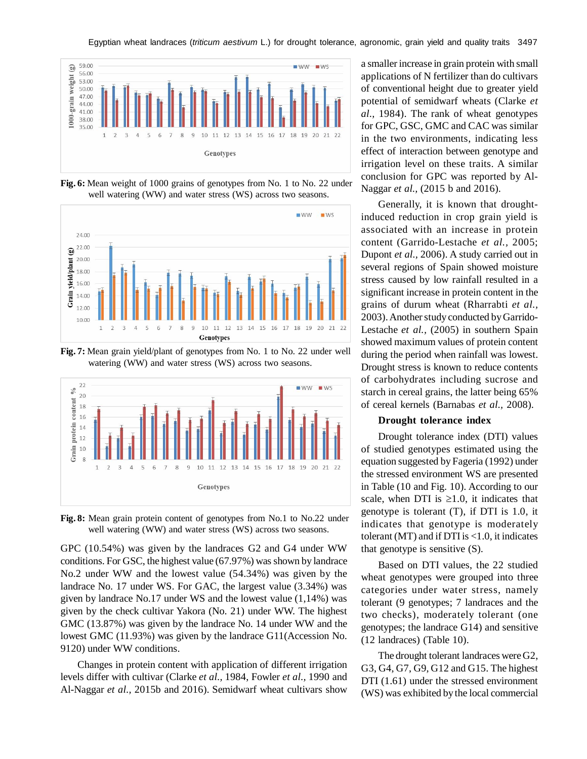**Fig. 6:** Mean weight of 1000 grains of genotypes from No. 1 to No. 22 under well watering (WW) and water stress (WS) across two seasons.

**Fig. 7:** Mean grain yield/plant of genotypes from No. 1 to No. 22 under well watering (WW) and water stress (WS) across two seasons.

**Fig. 8:** Mean grain protein content of genotypes from No.1 to No.22 under well watering (WW) and water stress (WS) across two seasons.

GPC (10.54%) was given by the landraces G2 and G4 under WW conditions. For GSC, the highest value (67.97%) was shown by landrace No.2 under WW and the lowest value (54.34%) was given by the landrace No. 17 under WS. For GAC, the largest value (3.34%) was given by landrace No.17 under WS and the lowest value (1,14%) was given by the check cultivar Yakora (No. 21) under WW. The highest GMC (13.87%) was given by the landrace No. 14 under WW and the lowest GMC (11.93%) was given by the landrace G11(Accession No. 9120) under WW conditions.

Changes in protein content with application of different irrigation levels differ with cultivar (Clarke *et al.*, 1984, Fowler *et al.*, 1990 and Al-Naggar *et al.*, 2015b and 2016). Semidwarf wheat cultivars show a smaller increase in grain protein with small applications of N fertilizer than do cultivars of conventional height due to greater yield potential of semidwarf wheats (Clarke *et al.*, 1984). The rank of wheat genotypes for GPC, GSC, GMC and CAC was similar in the two environments, indicating less effect of interaction between genotype and irrigation level on these traits. A similar conclusion for GPC was reported by Al-Naggar *et al.*, (2015 b and 2016).

Generally, it is known that drought-induced reduction in crop grain yield is associated with an increase in protein content (Garrido-Lestache *et al.*, 2005; Dupont *et al.*, 2006). A study carried out in several regions of Spain showed moisture stress caused by low rainfall resulted in a significant increase in protein content in the grains of durum wheat (Rharrabti *et al.*, 2003). Another study conducted by Garrido-Lestache *et al.*, (2005) in southern Spain showed maximum values of protein content during the period when rainfall was lowest. Drought stress is known to reduce contents of carbohydrates including sucrose and starch in cereal grains, the latter being 65% of cereal kernels (Barnabas *et al.*, 2008).

### Drought tolerance index

Drought tolerance index (DTI) values of studied genotypes estimated using the equation suggested by Fageria (1992) under the stressed environment WS are presented in Table (10 and Fig. 10). According to our scale, when DTI is ≥1.0, it indicates that genotype is tolerant (T), if DTI is 1.0, it indicates that genotype is moderately tolerant (MT) and if DTI is <1.0, it indicates that genotype is sensitive (S).

Based on DTI values, the 22 studied wheat genotypes were grouped into three categories under water stress, namely tolerant (9 genotypes; 7 landraces and the two checks), moderately tolerant (one genotypes; the landrace G14) and sensitive (12 landraces) (Table 10).

The drought tolerant landraces were G2, G3, G4, G7, G9, G12 and G15. The highest DTI (1.61) under the stressed environment (WS) was exhibited by the local commercial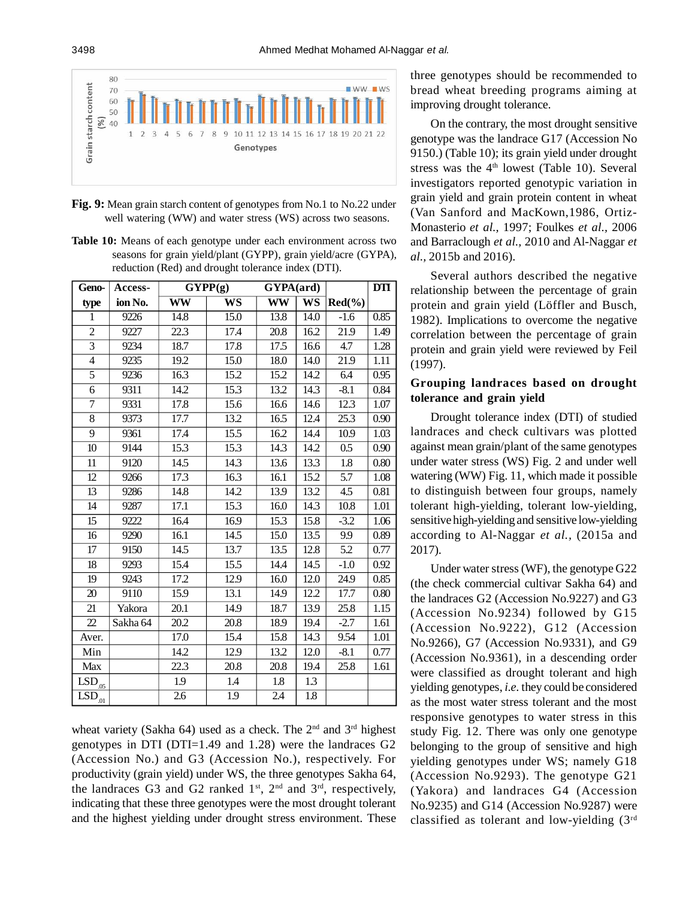**Fig. 9:** Mean grain starch content of genotypes from No.1 to No.22 under well watering (WW) and water stress (WS) across two seasons.

**Table 10:** Means of each genotype under each environment across two seasons for grain yield/plant (GYPP), grain yield/acre (GYPA), reduction (Red) and drought tolerance index (DTI).

| Genotype | Accession No. | GYPP(g) | | GYPA(ard) | | Red(%) | DTI |
|---|---|---|---|---|---|---|---|
| | | WW | WS | WW | WS | | |
| 1 | 9226 | 14.8 | 15.0 | 13.8 | 14.0 | -1.6 | 0.85 |
| 2 | 9227 | 22.3 | 17.4 | 20.8 | 16.2 | 21.9 | 1.49 |
| 3 | 9234 | 18.7 | 17.8 | 17.5 | 16.6 | 4.7 | 1.28 |
| 4 | 9235 | 19.2 | 15.0 | 18.0 | 14.0 | 21.9 | 1.11 |
| 5 | 9236 | 16.3 | 15.2 | 15.2 | 14.2 | 6.4 | 0.95 |
| 6 | 9311 | 14.2 | 15.3 | 13.2 | 14.3 | -8.1 | 0.84 |
| 7 | 9331 | 17.8 | 15.6 | 16.6 | 14.6 | 12.3 | 1.07 |
| 8 | 9373 | 17.7 | 13.2 | 16.5 | 12.4 | 25.3 | 0.90 |
| 9 | 9361 | 17.4 | 15.5 | 16.2 | 14.4 | 10.9 | 1.03 |
| 10 | 9144 | 15.3 | 15.3 | 14.3 | 14.2 | 0.5 | 0.90 |
| 11 | 9120 | 14.5 | 14.3 | 13.6 | 13.3 | 1.8 | 0.80 |
| 12 | 9266 | 17.3 | 16.3 | 16.1 | 15.2 | 5.7 | 1.08 |
| 13 | 9286 | 14.8 | 14.2 | 13.9 | 13.2 | 4.5 | 0.81 |
| 14 | 9287 | 17.1 | 15.3 | 16.0 | 14.3 | 10.8 | 1.01 |
| 15 | 9222 | 16.4 | 16.9 | 15.3 | 15.8 | -3.2 | 1.06 |
| 16 | 9290 | 16.1 | 14.5 | 15.0 | 13.5 | 9.9 | 0.89 |
| 17 | 9150 | 14.5 | 13.7 | 13.5 | 12.8 | 5.2 | 0.77 |
| 18 | 9293 | 15.4 | 15.5 | 14.4 | 14.5 | -1.0 | 0.92 |
| 19 | 9243 | 17.2 | 12.9 | 16.0 | 12.0 | 24.9 | 0.85 |
| 20 | 9110 | 15.9 | 13.1 | 14.9 | 12.2 | 17.7 | 0.80 |
| 21 | Yakora | 20.1 | 14.9 | 18.7 | 13.9 | 25.8 | 1.15 |
| 22 | Sakha 64 | 20.2 | 20.8 | 18.9 | 19.4 | -2.7 | 1.61 |
| Aver. | | 17.0 | 15.4 | 15.8 | 14.3 | 9.54 | 1.01 |
| Min | | 14.2 | 12.9 | 13.2 | 12.0 | -8.1 | 0.77 |
| Max | | 22.3 | 20.8 | 20.8 | 19.4 | 25.8 | 1.61 |
| $LSD_{.05}$ | | 1.9 | 1.4 | 1.8 | 1.3 | | |
| $LSD_{.01}$ | | 2.6 | 1.9 | 2.4 | 1.8 | | |

wheat variety (Sakha 64) used as a check. The 2nd and 3rd highest genotypes in DTI (DTI=1.49 and 1.28) were the landraces G2 (Accession No.) and G3 (Accession No.), respectively. For productivity (grain yield) under WS, the three genotypes Sakha 64, the landraces G3 and G2 ranked 1st, 2nd and 3rd, respectively, indicating that these three genotypes were the most drought tolerant and the highest yielding under drought stress environment. These three genotypes should be recommended to bread wheat breeding programs aiming at improving drought tolerance.

On the contrary, the most drought sensitive genotype was the landrace G17 (Accession No 9150.) (Table 10); its grain yield under drought stress was the 4th lowest (Table 10). Several investigators reported genotypic variation in grain yield and grain protein content in wheat (Van Sanford and MacKown,1986, Ortiz-Monasterio *et al.,* 1997; Foulkes *et al.*, 2006 and Barraclough *et al.,* 2010 and Al-Naggar *et al.,* 2015b and 2016).

Several authors described the negative relationship between the percentage of grain protein and grain yield (Löffler and Busch, 1982). Implications to overcome the negative correlation between the percentage of grain protein and grain yield were reviewed by Feil (1997).

## Grouping landraces based on drought tolerance and grain yield

Drought tolerance index (DTI) of studied landraces and check cultivars was plotted against mean grain/plant of the same genotypes under water stress (WS) Fig. 2 and under well watering (WW) Fig. 11, which made it possible to distinguish between four groups, namely tolerant high-yielding, tolerant low-yielding, sensitive high-yielding and sensitive low-yielding according to Al-Naggar *et al.*, (2015a and 2017).

Under water stress (WF), the genotype G22 (the check commercial cultivar Sakha 64) and the landraces G2 (Accession No.9227) and G3 (Accession No.9234) followed by G15 (Accession No.9222), G12 (Accession No.9266), G7 (Accession No.9331), and G9 (Accession No.9361), in a descending order were classified as drought tolerant and high yielding genotypes, *i.e.* they could be considered as the most water stress tolerant and the most responsive genotypes to water stress in this study Fig. 12. There was only one genotype belonging to the group of sensitive and high yielding genotypes under WS; namely G18 (Accession No.9293). The genotype G21 (Yakora) and landraces G4 (Accession No.9235) and G14 (Accession No.9287) were classified as tolerant and low-yielding (3rd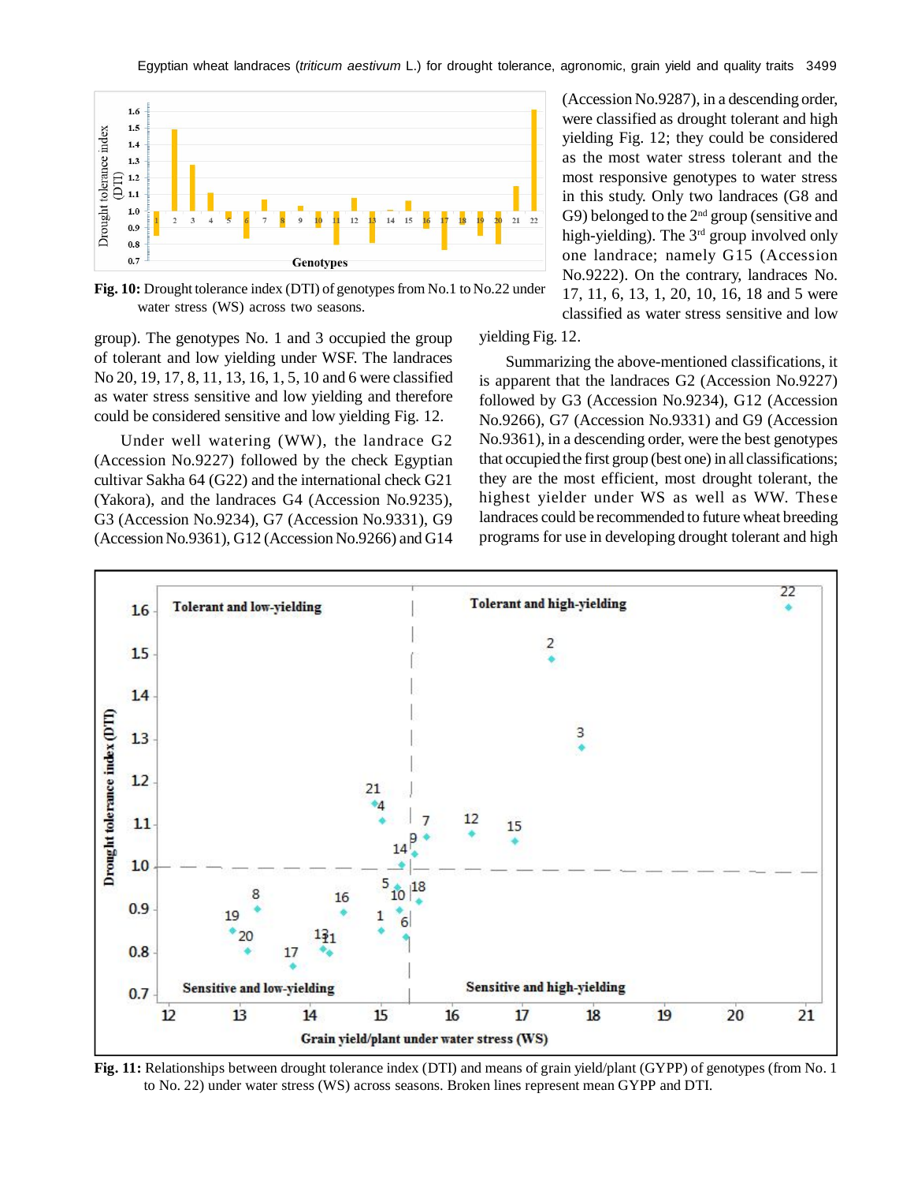Fig. 10: Drought tolerance index (DTI) of genotypes from No.1 to No.22 under water stress (WS) across two seasons.

group). The genotypes No. 1 and 3 occupied the group of tolerant and low yielding under WSF. The landraces No 20, 19, 17, 8, 11, 13, 16, 1, 5, 10 and 6 were classified as water stress sensitive and low yielding and therefore could be considered sensitive and low yielding Fig. 12.

Under well watering (WW), the landrace G2 (Accession No.9227) followed by the check Egyptian cultivar Sakha 64 (G22) and the international check G21 (Yakora), and the landraces G4 (Accession No.9235), G3 (Accession No.9234), G7 (Accession No.9331), G9 (Accession No.9361), G12 (Accession No.9266) and G14 (Accession No.9287), in a descending order, were classified as drought tolerant and high yielding Fig. 12; they could be considered as the most water stress tolerant and the most responsive genotypes to water stress in this study. Only two landraces (G8 and G9) belonged to the 2nd group (sensitive and high-yielding). The 3rd group involved only one landrace; namely G15 (Accession No.9222). On the contrary, landraces No. 17, 11, 6, 13, 1, 20, 10, 16, 18 and 5 were classified as water stress sensitive and low yielding Fig. 12.

Summarizing the above-mentioned classifications, it is apparent that the landraces G2 (Accession No.9227) followed by G3 (Accession No.9234), G12 (Accession No.9266), G7 (Accession No.9331) and G9 (Accession No.9361), in a descending order, were the best genotypes that occupied the first group (best one) in all classifications; they are the most efficient, most drought tolerant, the highest yielder under WS as well as WW. These landraces could be recommended to future wheat breeding programs for use in developing drought tolerant and high

Fig. 11: Relationships between drought tolerance index (DTI) and means of grain yield/plant (GYPP) of genotypes (from No. 1 to No. 22) under water stress (WS) across seasons. Broken lines represent mean GYPP and DTI.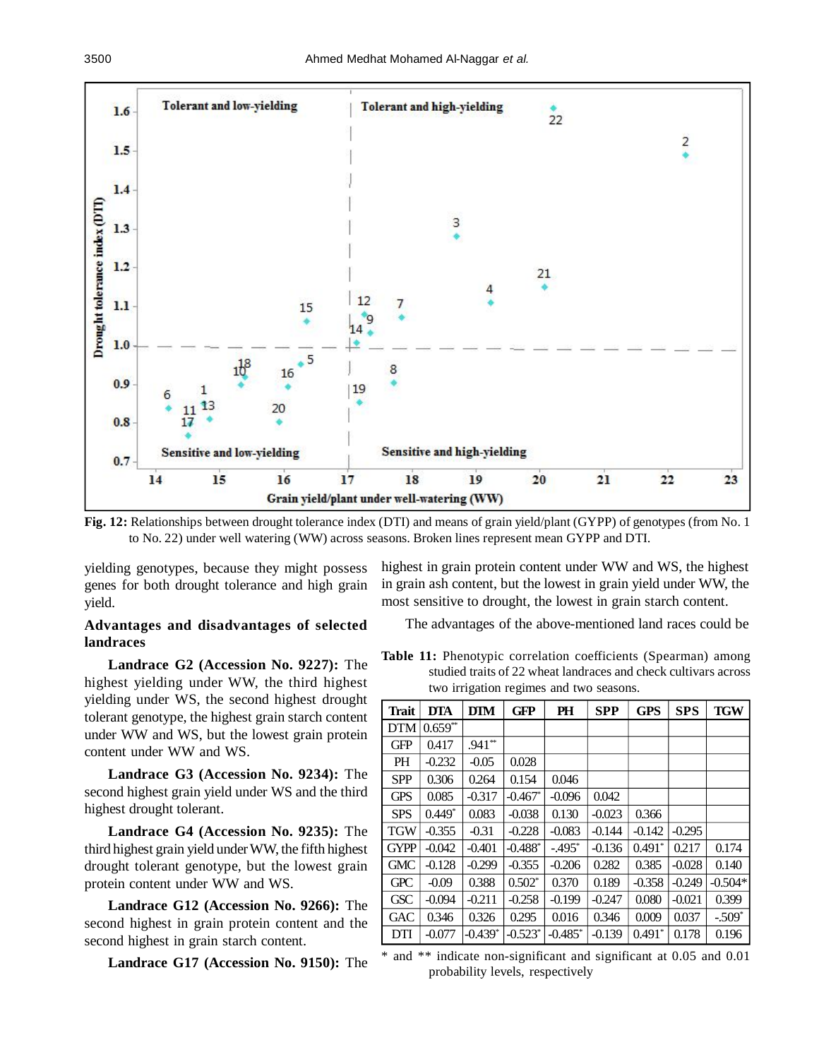Fig. 12: Relationships between drought tolerance index (DTI) and means of grain yield/plant (GYPP) of genotypes (from No. 1 to No. 22) under well watering (WW) across seasons. Broken lines represent mean GYPP and DTI.

yielding genotypes, because they might possess genes for both drought tolerance and high grain yield.

**Advantages and disadvantages of selected landraces**

**Landrace G2 (Accession No. 9227):** The highest yielding under WW, the third highest yielding under WS, the second highest drought tolerant genotype, the highest grain starch content under WW and WS, but the lowest grain protein content under WW and WS.

**Landrace G3 (Accession No. 9234):** The second highest grain yield under WS and the third highest drought tolerant.

**Landrace G4 (Accession No. 9235):** The third highest grain yield under WW, the fifth highest drought tolerant genotype, but the lowest grain protein content under WW and WS.

**Landrace G12 (Accession No. 9266):** The second highest in grain protein content and the second highest in grain starch content.

**Landrace G17 (Accession No. 9150):** The highest in grain protein content under WW and WS, the highest in grain ash content, but the lowest in grain yield under WW, the most sensitive to drought, the lowest in grain starch content.

The advantages of the above-mentioned land races could be

**Table 11:** Phenotypic correlation coefficients (Spearman) among studied traits of 22 wheat landraces and check cultivars across two irrigation regimes and two seasons.

| Trait | DTA | DTM | GFP | PH | SPP | GPS | SPS | TGW |
|---|---|---|---|---|---|---|---|---|
| DTM | 0.659** | | | | | | | |
| GFP | 0.417 | .941** | | | | | | |
| PH | -0.232 | -0.05 | 0.028 | | | | | |
| SPP | 0.306 | 0.264 | 0.154 | 0.046 | | | | |
| GPS | 0.085 | -0.317 | -0.467* | -0.096 | 0.042 | | | |
| SPS | 0.449* | 0.083 | -0.038 | 0.130 | -0.023 | 0.366 | | |
| TGW | -0.355 | -0.31 | -0.228 | -0.083 | -0.144 | -0.142 | -0.295 | |
| GYPP | -0.042 | -0.401 | -0.488* | -.495* | -0.136 | 0.491* | 0.217 | 0.174 |
| GMC | -0.128 | -0.299 | -0.355 | -0.206 | 0.282 | 0.385 | -0.028 | 0.140 |
| GPC | -0.09 | 0.388 | 0.502* | 0.370 | 0.189 | -0.358 | -0.249 | -0.504* |
| GSC | -0.094 | -0.211 | -0.258 | -0.199 | -0.247 | 0.080 | -0.021 | 0.399 |
| GAC | 0.346 | 0.326 | 0.295 | 0.016 | 0.346 | 0.009 | 0.037 | -.509* |
| DTI | -0.077 | -0.439* | -0.523* | -0.485* | -0.139 | 0.491* | 0.178 | 0.196 |

\* and ** indicate non-significant and significant at 0.05 and 0.01 probability levels, respectively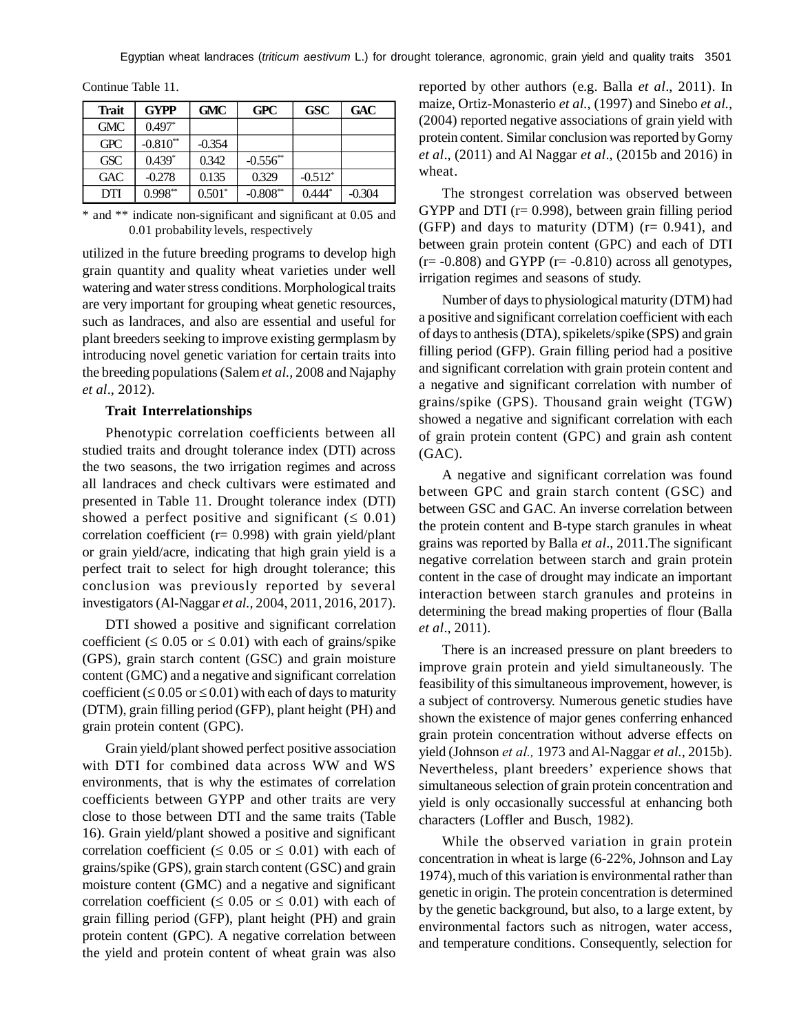Continue Table 11.

| Trait | GYPP | GMC | GPC | GSC | GAC |
|---|---|---|---|---|---|
| GMC | 0.497* | | | | |
| GPC | -0.810** | -0.354 | | | |
| GSC | 0.439* | 0.342 | -0.556** | | |
| GAC | -0.278 | 0.135 | 0.329 | -0.512* | |
| DTI | 0.998** | 0.501* | -0.808** | 0.444* | -0.304 |

\* and ** indicate non-significant and significant at 0.05 and 0.01 probability levels, respectively

utilized in the future breeding programs to develop high grain quantity and quality wheat varieties under well watering and water stress conditions. Morphological traits are very important for grouping wheat genetic resources, such as landraces, and also are essential and useful for plant breeders seeking to improve existing germplasm by introducing novel genetic variation for certain traits into the breeding populations (Salem *et al.*, 2008 and Najaphy *et al*., 2012).

### Trait Interrelationships

Phenotypic correlation coefficients between all studied traits and drought tolerance index (DTI) across the two seasons, the two irrigation regimes and across all landraces and check cultivars were estimated and presented in Table 11. Drought tolerance index (DTI) showed a perfect positive and significant ($\leq 0.01$) correlation coefficient (r= 0.998) with grain yield/plant or grain yield/acre, indicating that high grain yield is a perfect trait to select for high drought tolerance; this conclusion was previously reported by several investigators (Al-Naggar *et al.*, 2004, 2011, 2016, 2017).

DTI showed a positive and significant correlation coefficient ($\leq 0.05$ or $\leq 0.01$) with each of grains/spike (GPS), grain starch content (GSC) and grain moisture content (GMC) and a negative and significant correlation coefficient ($\leq 0.05$ or $\leq 0.01$) with each of days to maturity (DTM), grain filling period (GFP), plant height (PH) and grain protein content (GPC).

Grain yield/plant showed perfect positive association with DTI for combined data across WW and WS environments, that is why the estimates of correlation coefficients between GYPP and other traits are very close to those between DTI and the same traits (Table 16). Grain yield/plant showed a positive and significant correlation coefficient ($\leq 0.05$ or $\leq 0.01$) with each of grains/spike (GPS), grain starch content (GSC) and grain moisture content (GMC) and a negative and significant correlation coefficient ($\leq 0.05$ or $\leq 0.01$) with each of grain filling period (GFP), plant height (PH) and grain protein content (GPC). A negative correlation between the yield and protein content of wheat grain was also reported by other authors (e.g. Balla *et al*., 2011). In maize, Ortiz-Monasterio *et al.,* (1997) and Sinebo *et al.,* (2004) reported negative associations of grain yield with protein content. Similar conclusion was reported by Gorny *et al*., (2011) and Al Naggar *et al*., (2015b and 2016) in wheat.

The strongest correlation was observed between GYPP and DTI (r= 0.998), between grain filling period (GFP) and days to maturity (DTM) (r= 0.941), and between grain protein content (GPC) and each of DTI (r= -0.808) and GYPP (r= -0.810) across all genotypes, irrigation regimes and seasons of study.

Number of days to physiological maturity (DTM) had a positive and significant correlation coefficient with each of days to anthesis (DTA), spikelets/spike (SPS) and grain filling period (GFP). Grain filling period had a positive and significant correlation with grain protein content and a negative and significant correlation with number of grains/spike (GPS). Thousand grain weight (TGW) showed a negative and significant correlation with each of grain protein content (GPC) and grain ash content (GAC).

A negative and significant correlation was found between GPC and grain starch content (GSC) and between GSC and GAC. An inverse correlation between the protein content and B-type starch granules in wheat grains was reported by Balla *et al*., 2011.The significant negative correlation between starch and grain protein content in the case of drought may indicate an important interaction between starch granules and proteins in determining the bread making properties of flour (Balla *et al*., 2011).

There is an increased pressure on plant breeders to improve grain protein and yield simultaneously. The feasibility of this simultaneous improvement, however, is a subject of controversy. Numerous genetic studies have shown the existence of major genes conferring enhanced grain protein concentration without adverse effects on yield (Johnson *et al.,* 1973 and Al-Naggar *et al.*, 2015b). Nevertheless, plant breeders' experience shows that simultaneous selection of grain protein concentration and yield is only occasionally successful at enhancing both characters (Loffler and Busch, 1982).

While the observed variation in grain protein concentration in wheat is large (6-22%, Johnson and Lay 1974), much of this variation is environmental rather than genetic in origin. The protein concentration is determined by the genetic background, but also, to a large extent, by environmental factors such as nitrogen, water access, and temperature conditions. Consequently, selection for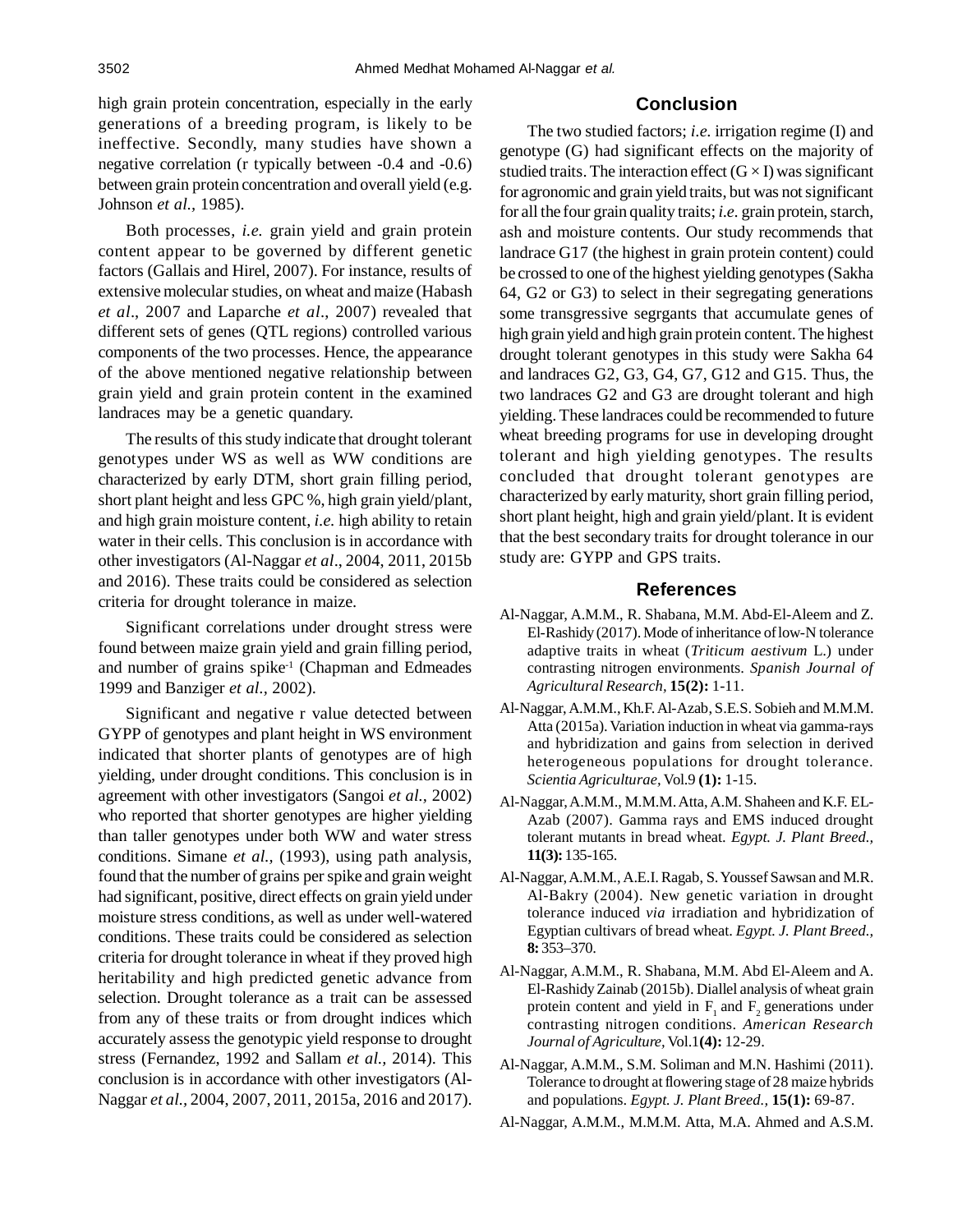high grain protein concentration, especially in the early generations of a breeding program, is likely to be ineffective. Secondly, many studies have shown a negative correlation (r typically between -0.4 and -0.6) between grain protein concentration and overall yield (e.g. Johnson *et al.,* 1985).

Both processes, *i.e.* grain yield and grain protein content appear to be governed by different genetic factors (Gallais and Hirel, 2007). For instance, results of extensive molecular studies, on wheat and maize (Habash *et al*., 2007 and Laparche *et al*., 2007) revealed that different sets of genes (QTL regions) controlled various components of the two processes. Hence, the appearance of the above mentioned negative relationship between grain yield and grain protein content in the examined landraces may be a genetic quandary.

The results of this study indicate that drought tolerant genotypes under WS as well as WW conditions are characterized by early DTM, short grain filling period, short plant height and less GPC %, high grain yield/plant, and high grain moisture content, *i.e.* high ability to retain water in their cells. This conclusion is in accordance with other investigators (Al-Naggar *et al*., 2004, 2011, 2015b and 2016). These traits could be considered as selection criteria for drought tolerance in maize.

Significant correlations under drought stress were found between maize grain yield and grain filling period, and number of grains spike$^{-1}$ (Chapman and Edmeades 1999 and Banziger *et al.,* 2002).

Significant and negative r value detected between GYPP of genotypes and plant height in WS environment indicated that shorter plants of genotypes are of high yielding, under drought conditions. This conclusion is in agreement with other investigators (Sangoi *et al.,* 2002) who reported that shorter genotypes are higher yielding than taller genotypes under both WW and water stress conditions. Simane *et al.,* (1993), using path analysis, found that the number of grains per spike and grain weight had significant, positive, direct effects on grain yield under moisture stress conditions, as well as under well-watered conditions. These traits could be considered as selection criteria for drought tolerance in wheat if they proved high heritability and high predicted genetic advance from selection. Drought tolerance as a trait can be assessed from any of these traits or from drought indices which accurately assess the genotypic yield response to drought stress (Fernandez, 1992 and Sallam *et al.,* 2014). This conclusion is in accordance with other investigators (Al-Naggar *et al.,* 2004, 2007, 2011, 2015a, 2016 and 2017).

## Conclusion

The two studied factors; *i.e.* irrigation regime (I) and genotype (G) had significant effects on the majority of studied traits. The interaction effect (G × I) was significant for agronomic and grain yield traits, but was not significant for all the four grain quality traits; *i.e.* grain protein, starch, ash and moisture contents. Our study recommends that landrace G17 (the highest in grain protein content) could be crossed to one of the highest yielding genotypes (Sakha 64, G2 or G3) to select in their segregating generations some transgressive segrgants that accumulate genes of high grain yield and high grain protein content. The highest drought tolerant genotypes in this study were Sakha 64 and landraces G2, G3, G4, G7, G12 and G15. Thus, the two landraces G2 and G3 are drought tolerant and high yielding. These landraces could be recommended to future wheat breeding programs for use in developing drought tolerant and high yielding genotypes. The results concluded that drought tolerant genotypes are characterized by early maturity, short grain filling period, short plant height, high and grain yield/plant. It is evident that the best secondary traits for drought tolerance in our study are: GYPP and GPS traits.

## References

Al-Naggar, A.M.M., R. Shabana, M.M. Abd-El-Aleem and Z. El-Rashidy (2017). Mode of inheritance of low-N tolerance adaptive traits in wheat (*Triticum aestivum* L.) under contrasting nitrogen environments. *Spanish Journal of Agricultural Research,* **15(2):** 1-11.

Al-Naggar, A.M.M., Kh.F. Al-Azab, S.E.S. Sobieh and M.M.M. Atta (2015a). Variation induction in wheat via gamma-rays and hybridization and gains from selection in derived heterogeneous populations for drought tolerance. *Scientia Agriculturae,* Vol.9 **(1):** 1-15.

Al-Naggar, A.M.M., M.M.M. Atta, A.M. Shaheen and K.F. EL-Azab (2007). Gamma rays and EMS induced drought tolerant mutants in bread wheat. *Egypt. J. Plant Breed.,* **11(3):** 135-165.

Al-Naggar, A.M.M., A.E.I. Ragab, S. Youssef Sawsan and M.R. Al-Bakry (2004). New genetic variation in drought tolerance induced *via* irradiation and hybridization of Egyptian cultivars of bread wheat. *Egypt. J. Plant Breed.,* **8:** 353–370.

Al-Naggar, A.M.M., R. Shabana, M.M. Abd El-Aleem and A. El-Rashidy Zainab (2015b). Diallel analysis of wheat grain protein content and yield in $F_1$ and $F_2$ generations under contrasting nitrogen conditions. *American Research Journal of Agriculture,* Vol.1**(4):** 12-29.

Al-Naggar, A.M.M., S.M. Soliman and M.N. Hashimi (2011). Tolerance to drought at flowering stage of 28 maize hybrids and populations. *Egypt. J. Plant Breed.,* **15(1):** 69-87.

Al-Naggar, A.M.M., M.M.M. Atta, M.A. Ahmed and A.S.M.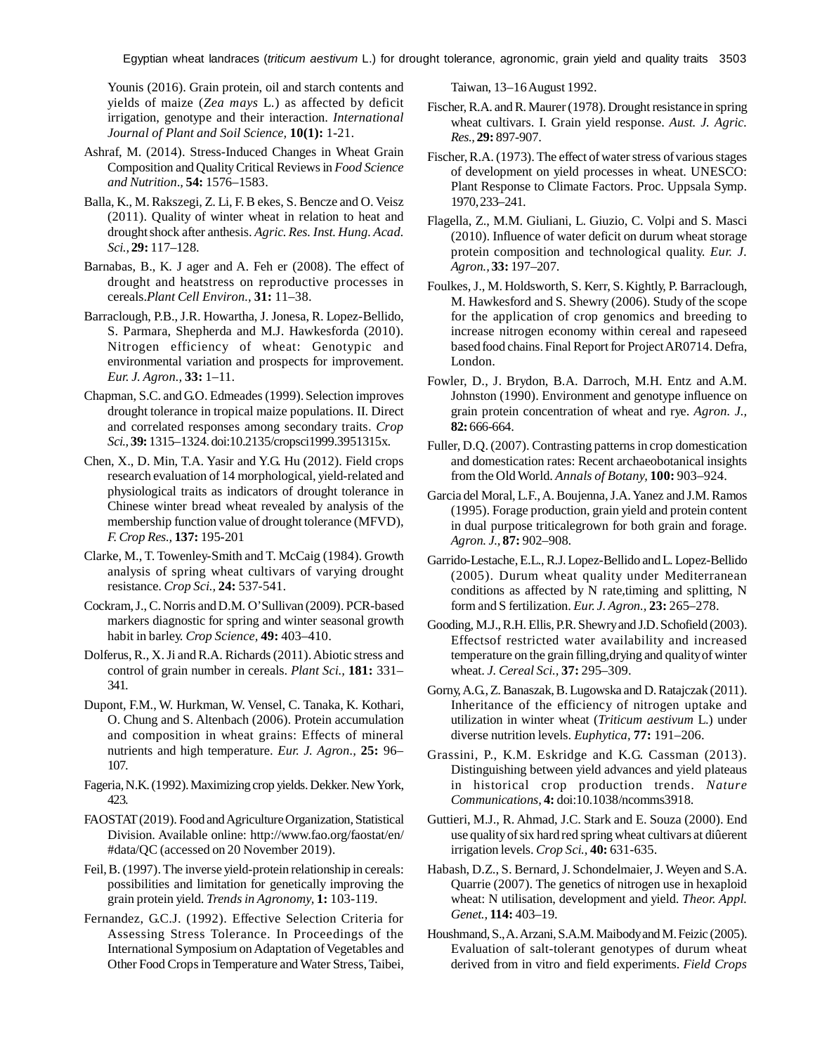Younis (2016). Grain protein, oil and starch contents and yields of maize (*Zea mays* L.) as affected by deficit irrigation, genotype and their interaction. *International Journal of Plant and Soil Science,* **10(1):** 1-21.

Ashraf, M. (2014). Stress-Induced Changes in Wheat Grain Composition and Quality Critical Reviews in *Food Science and Nutrition.,* **54:** 1576–1583.

Balla, K., M. Rakszegi, Z. Li, F. B ekes, S. Bencze and O. Veisz (2011). Quality of winter wheat in relation to heat and drought shock after anthesis. *Agric. Res. Inst. Hung. Acad. Sci.,* **29:** 117–128.

Barnabas, B., K. J ager and A. Feh er (2008). The effect of drought and heatstress on reproductive processes in cereals.*Plant Cell Environ.,* **31:** 11–38.

Barraclough, P.B., J.R. Howartha, J. Jonesa, R. Lopez-Bellido, S. Parmara, Shepherda and M.J. Hawkesforda (2010). Nitrogen efficiency of wheat: Genotypic and environmental variation and prospects for improvement. *Eur. J. Agron.,* **33:** 1–11.

Chapman, S.C. and G.O. Edmeades (1999). Selection improves drought tolerance in tropical maize populations. II. Direct and correlated responses among secondary traits. *Crop Sci.,* **39:** 1315–1324. doi:10.2135/cropsci1999.3951315x.

Chen, X., D. Min, T.A. Yasir and Y.G. Hu (2012). Field crops research evaluation of 14 morphological, yield-related and physiological traits as indicators of drought tolerance in Chinese winter bread wheat revealed by analysis of the membership function value of drought tolerance (MFVD), *F. Crop Res.,* **137:** 195-201

Clarke, M., T. Towenley-Smith and T. McCaig (1984). Growth analysis of spring wheat cultivars of varying drought resistance. *Crop Sci.,* **24:** 537-541.

Cockram, J., C. Norris and D.M. O'Sullivan (2009). PCR-based markers diagnostic for spring and winter seasonal growth habit in barley. *Crop Science,* **49:** 403–410.

Dolferus, R., X. Ji and R.A. Richards (2011). Abiotic stress and control of grain number in cereals. *Plant Sci.,* **181:** 331–341.

Dupont, F.M., W. Hurkman, W. Vensel, C. Tanaka, K. Kothari, O. Chung and S. Altenbach (2006). Protein accumulation and composition in wheat grains: Effects of mineral nutrients and high temperature. *Eur. J. Agron.,* **25:** 96–107.

Fageria, N.K. (1992). Maximizing crop yields. Dekker. New York, 423.

FAOSTAT (2019). Food and Agriculture Organization, Statistical Division. Available online: http://www.fao.org/faostat/en/#data/QC (accessed on 20 November 2019).

Feil, B. (1997). The inverse yield-protein relationship in cereals: possibilities and limitation for genetically improving the grain protein yield. *Trends in Agronomy,* **1:** 103-119.

Fernandez, G.C.J. (1992). Effective Selection Criteria for Assessing Stress Tolerance. In Proceedings of the International Symposium on Adaptation of Vegetables and Other Food Crops in Temperature and Water Stress, Taibei, Taiwan, 13–16 August 1992.

Fischer, R.A. and R. Maurer (1978). Drought resistance in spring wheat cultivars. I. Grain yield response. *Aust. J. Agric. Res.,* **29:** 897-907.

Fischer, R.A. (1973). The effect of water stress of various stages of development on yield processes in wheat. UNESCO: Plant Response to Climate Factors. Proc. Uppsala Symp. 1970, 233–241.

Flagella, Z., M.M. Giuliani, L. Giuzio, C. Volpi and S. Masci (2010). Influence of water deficit on durum wheat storage protein composition and technological quality. *Eur. J. Agron.,* **33:** 197–207.

Foulkes, J., M. Holdsworth, S. Kerr, S. Kightly, P. Barraclough, M. Hawkesford and S. Shewry (2006). Study of the scope for the application of crop genomics and breeding to increase nitrogen economy within cereal and rapeseed based food chains. Final Report for Project AR0714. Defra, London.

Fowler, D., J. Brydon, B.A. Darroch, M.H. Entz and A.M. Johnston (1990). Environment and genotype influence on grain protein concentration of wheat and rye. *Agron. J.,* **82:** 666-664.

Fuller, D.Q. (2007). Contrasting patterns in crop domestication and domestication rates: Recent archaeobotanical insights from the Old World. *Annals of Botany,* **100:** 903–924.

Garcia del Moral, L.F., A. Boujenna, J.A. Yanez and J.M. Ramos (1995). Forage production, grain yield and protein content in dual purpose triticalegrown for both grain and forage. *Agron. J.,* **87:** 902–908.

Garrido-Lestache, E.L., R.J. Lopez-Bellido and L. Lopez-Bellido (2005). Durum wheat quality under Mediterranean conditions as affected by N rate,timing and splitting, N form and S fertilization. *Eur. J. Agron.,* **23:** 265–278.

Gooding, M.J., R.H. Ellis, P.R. Shewry and J.D. Schofield (2003). Effectsof restricted water availability and increased temperature on the grain filling,drying and quality of winter wheat. *J. Cereal Sci.,* **37:** 295–309.

Gorny, A.G., Z. Banaszak, B. Lugowska and D. Ratajczak (2011). Inheritance of the efficiency of nitrogen uptake and utilization in winter wheat (*Triticum aestivum* L.) under diverse nutrition levels. *Euphytica,* **77:** 191–206.

Grassini, P., K.M. Eskridge and K.G. Cassman (2013). Distinguishing between yield advances and yield plateaus in historical crop production trends. *Nature Communications,* **4:** doi:10.1038/ncomms3918.

Guttieri, M.J., R. Ahmad, J.C. Stark and E. Souza (2000). End use quality of six hard red spring wheat cultivars at diûerent irrigation levels. *Crop Sci.,* **40:** 631-635.

Habash, D.Z., S. Bernard, J. Schondelmaier, J. Weyen and S.A. Quarrie (2007). The genetics of nitrogen use in hexaploid wheat: N utilisation, development and yield. *Theor. Appl. Genet.,* **114:** 403–19.

Houshmand, S., A. Arzani, S.A.M. Maibody and M. Feizic (2005). Evaluation of salt-tolerant genotypes of durum wheat derived from in vitro and field experiments. *Field Crops*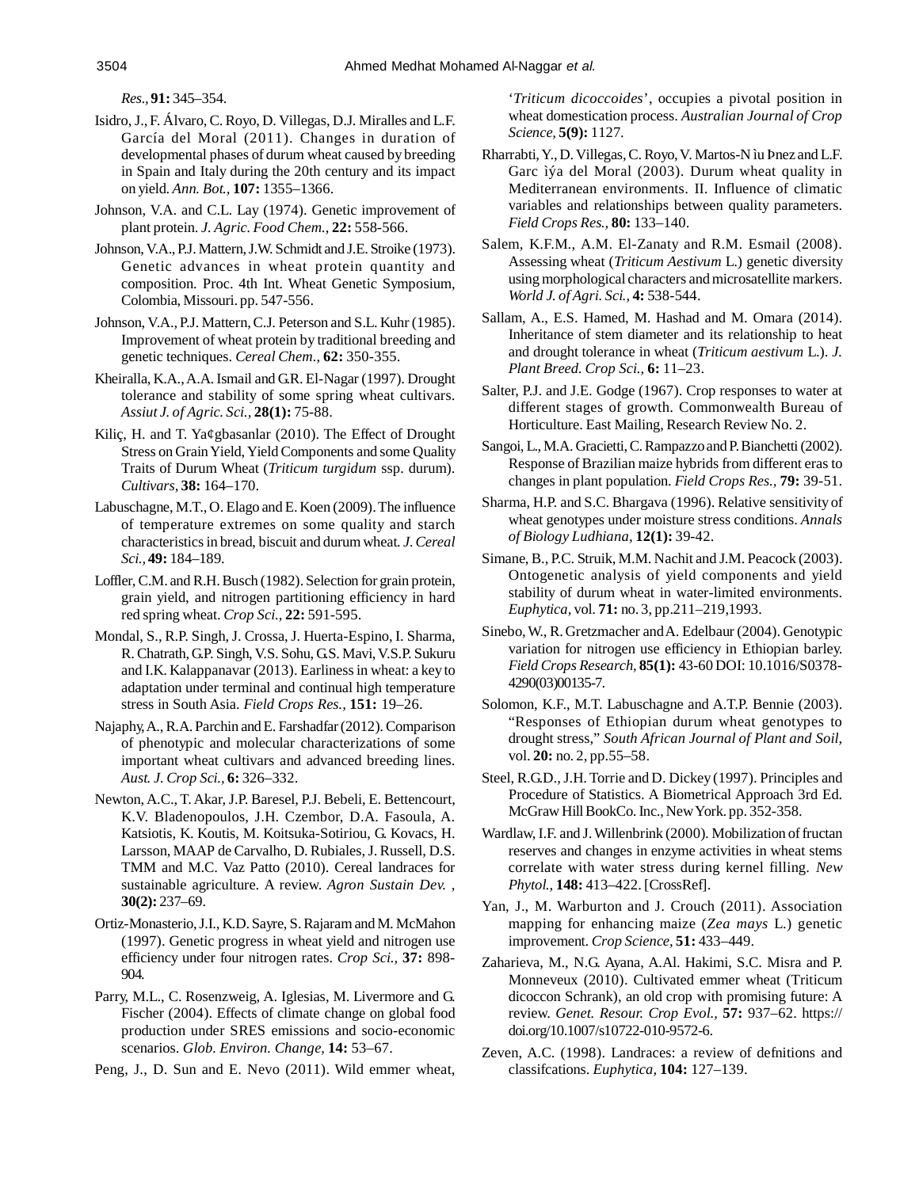*Res.,* **91:** 345–354.

Isidro, J., F. Álvaro, C. Royo, D. Villegas, D.J. Miralles and L.F. García del Moral (2011). Changes in duration of developmental phases of durum wheat caused by breeding in Spain and Italy during the 20th century and its impact on yield. *Ann. Bot.,* **107:** 1355–1366.

Johnson, V.A. and C.L. Lay (1974). Genetic improvement of plant protein. *J. Agric. Food Chem.,* **22:** 558-566.

Johnson, V.A., P.J. Mattern, J.W. Schmidt and J.E. Stroike (1973). Genetic advances in wheat protein quantity and composition. Proc. 4th Int. Wheat Genetic Symposium, Colombia, Missouri. pp. 547-556.

Johnson, V.A., P.J. Mattern, C.J. Peterson and S.L. Kuhr (1985). Improvement of wheat protein by traditional breeding and genetic techniques. *Cereal Chem.,* **62:** 350-355.

Kheiralla, K.A., A.A. Ismail and G.R. El-Nagar (1997). Drought tolerance and stability of some spring wheat cultivars. *Assiut J. of Agric. Sci.,* **28(1):** 75-88.

Kiliç, H. and T. Ya¢gbasanlar (2010). The Effect of Drought Stress on Grain Yield, Yield Components and some Quality Traits of Durum Wheat (*Triticum turgidum* ssp. durum). *Cultivars,* **38:** 164–170.

Labuschagne, M.T., O. Elago and E. Koen (2009). The influence of temperature extremes on some quality and starch characteristics in bread, biscuit and durum wheat. *J. Cereal Sci.,* **49:** 184–189.

Loffler, C.M. and R.H. Busch (1982). Selection for grain protein, grain yield, and nitrogen partitioning efficiency in hard red spring wheat. *Crop Sci.,* **22:** 591-595.

Mondal, S., R.P. Singh, J. Crossa, J. Huerta-Espino, I. Sharma, R. Chatrath, G.P. Singh, V.S. Sohu, G.S. Mavi, V.S.P. Sukuru and I.K. Kalappanavar (2013). Earliness in wheat: a key to adaptation under terminal and continual high temperature stress in South Asia. *Field Crops Res.,* **151:** 19–26.

Najaphy, A., R.A. Parchin and E. Farshadfar (2012). Comparison of phenotypic and molecular characterizations of some important wheat cultivars and advanced breeding lines. *Aust. J. Crop Sci.,* **6:** 326–332.

Newton, A.C., T. Akar, J.P. Baresel, P.J. Bebeli, E. Bettencourt, K.V. Bladenopoulos, J.H. Czembor, D.A. Fasoula, A. Katsiotis, K. Koutis, M. Koitsuka-Sotiriou, G. Kovacs, H. Larsson, MAAP de Carvalho, D. Rubiales, J. Russell, D.S. TMM and M.C. Vaz Patto (2010). Cereal landraces for sustainable agriculture. A review. *Agron Sustain Dev. ,* **30(2):** 237–69.

Ortiz-Monasterio, J.I., K.D. Sayre, S. Rajaram and M. McMahon (1997). Genetic progress in wheat yield and nitrogen use efficiency under four nitrogen rates. *Crop Sci.,* **37:** 898-904.

Parry, M.L., C. Rosenzweig, A. Iglesias, M. Livermore and G. Fischer (2004). Effects of climate change on global food production under SRES emissions and socio-economic scenarios. *Glob. Environ. Change,* **14:** 53–67.

Peng, J., D. Sun and E. Nevo (2011). Wild emmer wheat, '*Triticum dicoccoides*', occupies a pivotal position in wheat domestication process. *Australian Journal of Crop Science,* **5(9):** 1127.

Rharrabti, Y., D. Villegas, C. Royo, V. Martos-N ìu Þnez and L.F. Garc ìýa del Moral (2003). Durum wheat quality in Mediterranean environments. II. Influence of climatic variables and relationships between quality parameters. *Field Crops Res.,* **80:** 133–140.

Salem, K.F.M., A.M. El-Zanaty and R.M. Esmail (2008). Assessing wheat (*Triticum Aestivum* L.) genetic diversity using morphological characters and microsatellite markers. *World J. of Agri. Sci.,* **4:** 538-544.

Sallam, A., E.S. Hamed, M. Hashad and M. Omara (2014). Inheritance of stem diameter and its relationship to heat and drought tolerance in wheat (*Triticum aestivum* L.). *J. Plant Breed. Crop Sci.,* **6:** 11–23.

Salter, P.J. and J.E. Godge (1967). Crop responses to water at different stages of growth. Commonwealth Bureau of Horticulture. East Mailing, Research Review No. 2.

Sangoi, L., M.A. Gracietti, C. Rampazzo and P. Bianchetti (2002). Response of Brazilian maize hybrids from different eras to changes in plant population. *Field Crops Res.,* **79:** 39-51.

Sharma, H.P. and S.C. Bhargava (1996). Relative sensitivity of wheat genotypes under moisture stress conditions. *Annals of Biology Ludhiana,* **12(1):** 39-42.

Simane, B., P.C. Struik, M.M. Nachit and J.M. Peacock (2003). Ontogenetic analysis of yield components and yield stability of durum wheat in water-limited environments. *Euphytica,* vol. **71:** no. 3, pp.211–219,1993.

Sinebo, W., R. Gretzmacher and A. Edelbaur (2004). Genotypic variation for nitrogen use efficiency in Ethiopian barley. *Field Crops Research,* **85(1):** 43-60 DOI: 10.1016/S0378-4290(03)00135-7.

Solomon, K.F., M.T. Labuschagne and A.T.P. Bennie (2003). "Responses of Ethiopian durum wheat genotypes to drought stress," *South African Journal of Plant and Soil,* vol. **20:** no. 2, pp.55–58.

Steel, R.G.D., J.H. Torrie and D. Dickey (1997). Principles and Procedure of Statistics. A Biometrical Approach 3rd Ed. McGraw Hill BookCo. Inc., New York. pp. 352-358.

Wardlaw, I.F. and J. Willenbrink (2000). Mobilization of fructan reserves and changes in enzyme activities in wheat stems correlate with water stress during kernel filling. *New Phytol.,* **148:** 413–422. [CrossRef].

Yan, J., M. Warburton and J. Crouch (2011). Association mapping for enhancing maize (*Zea mays* L.) genetic improvement. *Crop Science,* **51:** 433–449.

Zaharieva, M., N.G. Ayana, A.Al. Hakimi, S.C. Misra and P. Monneveux (2010). Cultivated emmer wheat (Triticum dicoccon Schrank), an old crop with promising future: A review. *Genet. Resour. Crop Evol.,* **57:** 937–62. https://doi.org/10.1007/s10722-010-9572-6.

Zeven, A.C. (1998). Landraces: a review of defnitions and classifcations. *Euphytica,* **104:** 127–139.